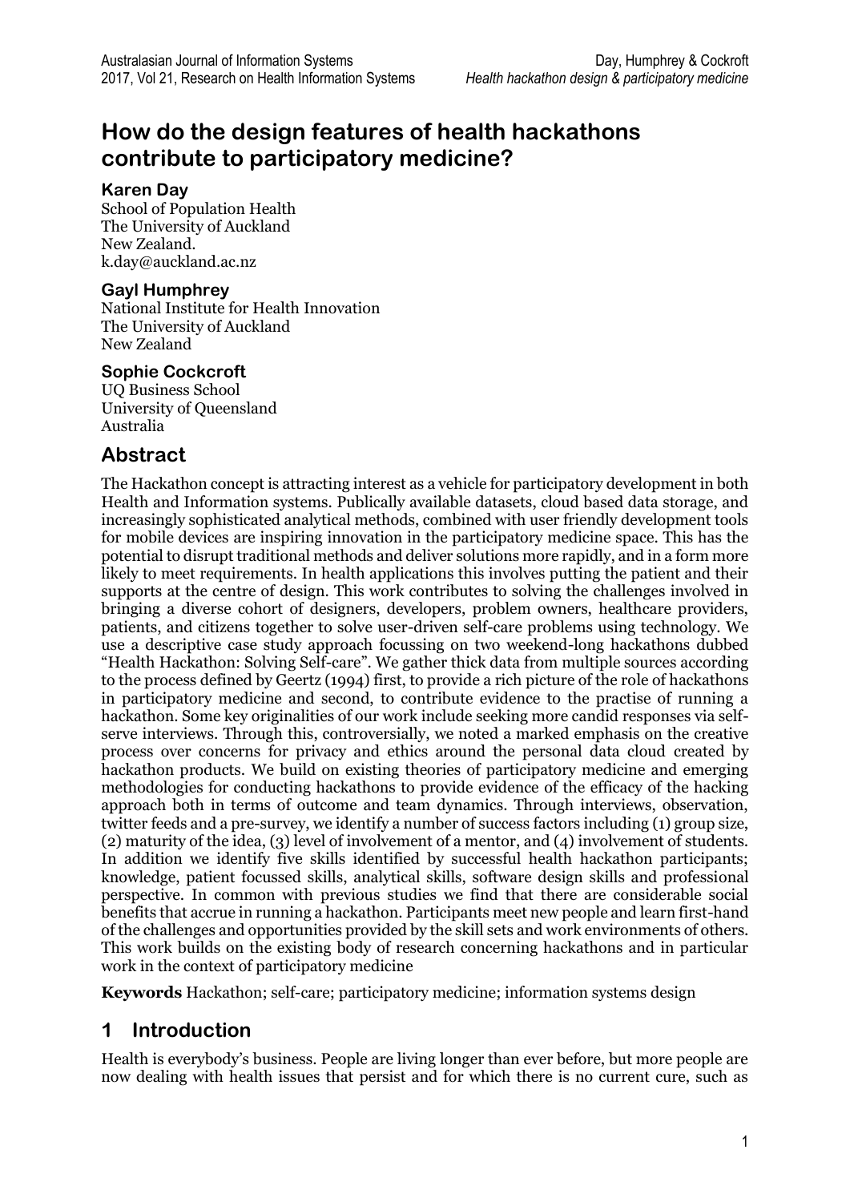# How do the design features of health hackathons contribute to participatory medicine?

**Karen Day**
School of Population Health
The University of Auckland
New Zealand.
k.day@auckland.ac.nz

**Gayl Humphrey**
National Institute for Health Innovation
The University of Auckland
New Zealand

**Sophie Cockcroft**
UQ Business School
University of Queensland
Australia

## Abstract

The Hackathon concept is attracting interest as a vehicle for participatory development in both Health and Information systems. Publically available datasets, cloud based data storage, and increasingly sophisticated analytical methods, combined with user friendly development tools for mobile devices are inspiring innovation in the participatory medicine space. This has the potential to disrupt traditional methods and deliver solutions more rapidly, and in a form more likely to meet requirements. In health applications this involves putting the patient and their supports at the centre of design. This work contributes to solving the challenges involved in bringing a diverse cohort of designers, developers, problem owners, healthcare providers, patients, and citizens together to solve user-driven self-care problems using technology. We use a descriptive case study approach focussing on two weekend-long hackathons dubbed "Health Hackathon: Solving Self-care". We gather thick data from multiple sources according to the process defined by Geertz (1994) first, to provide a rich picture of the role of hackathons in participatory medicine and second, to contribute evidence to the practise of running a hackathon. Some key originalities of our work include seeking more candid responses via self-serve interviews. Through this, controversially, we noted a marked emphasis on the creative process over concerns for privacy and ethics around the personal data cloud created by hackathon products. We build on existing theories of participatory medicine and emerging methodologies for conducting hackathons to provide evidence of the efficacy of the hacking approach both in terms of outcome and team dynamics. Through interviews, observation, twitter feeds and a pre-survey, we identify a number of success factors including (1) group size, (2) maturity of the idea, (3) level of involvement of a mentor, and (4) involvement of students. In addition we identify five skills identified by successful health hackathon participants; knowledge, patient focussed skills, analytical skills, software design skills and professional perspective. In common with previous studies we find that there are considerable social benefits that accrue in running a hackathon. Participants meet new people and learn first-hand of the challenges and opportunities provided by the skill sets and work environments of others. This work builds on the existing body of research concerning hackathons and in particular work in the context of participatory medicine

**Keywords** Hackathon; self-care; participatory medicine; information systems design

## 1 Introduction

Health is everybody's business. People are living longer than ever before, but more people are now dealing with health issues that persist and for which there is no current cure, such as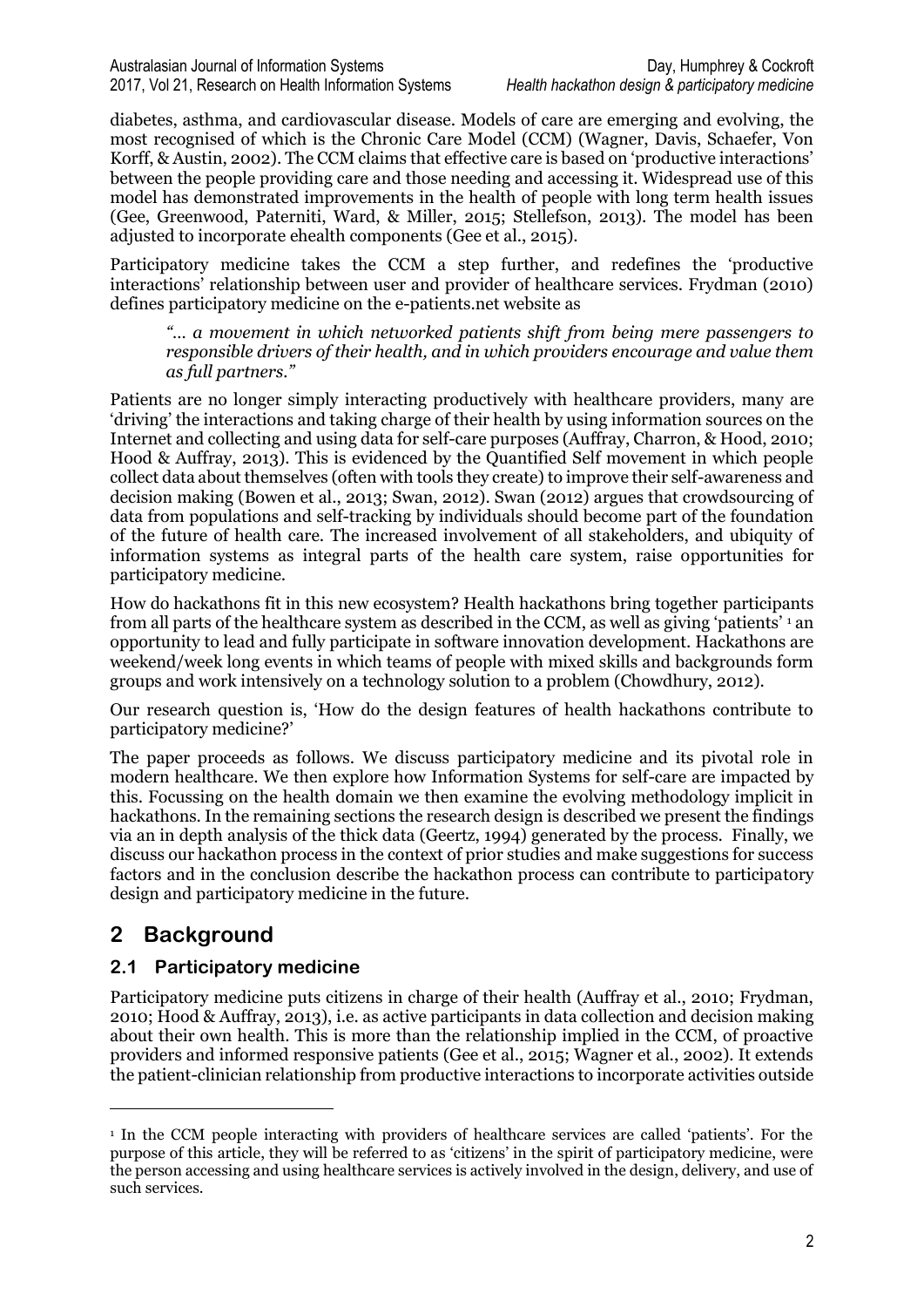diabetes, asthma, and cardiovascular disease. Models of care are emerging and evolving, the most recognised of which is the Chronic Care Model (CCM) (Wagner, Davis, Schaefer, Von Korff, & Austin, 2002). The CCM claims that effective care is based on 'productive interactions' between the people providing care and those needing and accessing it. Widespread use of this model has demonstrated improvements in the health of people with long term health issues (Gee, Greenwood, Paterniti, Ward, & Miller, 2015; Stellefson, 2013). The model has been adjusted to incorporate ehealth components (Gee et al., 2015).

Participatory medicine takes the CCM a step further, and redefines the 'productive interactions' relationship between user and provider of healthcare services. Frydman (2010) defines participatory medicine on the e-patients.net website as

> *"... a movement in which networked patients shift from being mere passengers to responsible drivers of their health, and in which providers encourage and value them as full partners."*

Patients are no longer simply interacting productively with healthcare providers, many are 'driving' the interactions and taking charge of their health by using information sources on the Internet and collecting and using data for self-care purposes (Auffray, Charron, & Hood, 2010; Hood & Auffray, 2013). This is evidenced by the Quantified Self movement in which people collect data about themselves (often with tools they create) to improve their self-awareness and decision making (Bowen et al., 2013; Swan, 2012). Swan (2012) argues that crowdsourcing of data from populations and self-tracking by individuals should become part of the foundation of the future of health care. The increased involvement of all stakeholders, and ubiquity of information systems as integral parts of the health care system, raise opportunities for participatory medicine.

How do hackathons fit in this new ecosystem? Health hackathons bring together participants from all parts of the healthcare system as described in the CCM, as well as giving 'patients' [1] an opportunity to lead and fully participate in software innovation development. Hackathons are weekend/week long events in which teams of people with mixed skills and backgrounds form groups and work intensively on a technology solution to a problem (Chowdhury, 2012).

Our research question is, 'How do the design features of health hackathons contribute to participatory medicine?'

The paper proceeds as follows. We discuss participatory medicine and its pivotal role in modern healthcare. We then explore how Information Systems for self-care are impacted by this. Focussing on the health domain we then examine the evolving methodology implicit in hackathons. In the remaining sections the research design is described we present the findings via an in depth analysis of the thick data (Geertz, 1994) generated by the process. Finally, we discuss our hackathon process in the context of prior studies and make suggestions for success factors and in the conclusion describe the hackathon process can contribute to participatory design and participatory medicine in the future.

## 2 Background

### 2.1 Participatory medicine

Participatory medicine puts citizens in charge of their health (Auffray et al., 2010; Frydman, 2010; Hood & Auffray, 2013), i.e. as active participants in data collection and decision making about their own health. This is more than the relationship implied in the CCM, of proactive providers and informed responsive patients (Gee et al., 2015; Wagner et al., 2002). It extends the patient-clinician relationship from productive interactions to incorporate activities outside

---

[1] In the CCM people interacting with providers of healthcare services are called 'patients'. For the purpose of this article, they will be referred to as 'citizens' in the spirit of participatory medicine, were the person accessing and using healthcare services is actively involved in the design, delivery, and use of such services.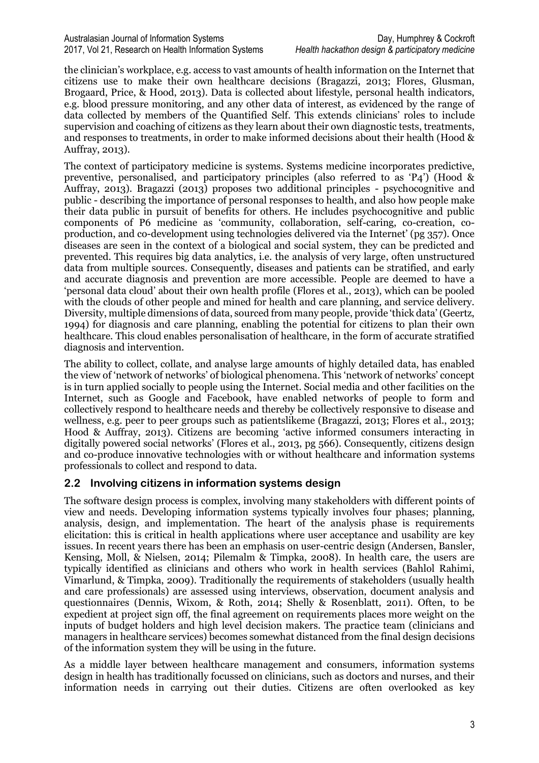the clinician's workplace, e.g. access to vast amounts of health information on the Internet that citizens use to make their own healthcare decisions (Bragazzi, 2013; Flores, Glusman, Brogaard, Price, & Hood, 2013). Data is collected about lifestyle, personal health indicators, e.g. blood pressure monitoring, and any other data of interest, as evidenced by the range of data collected by members of the Quantified Self. This extends clinicians' roles to include supervision and coaching of citizens as they learn about their own diagnostic tests, treatments, and responses to treatments, in order to make informed decisions about their health (Hood & Auffray, 2013).

The context of participatory medicine is systems. Systems medicine incorporates predictive, preventive, personalised, and participatory principles (also referred to as 'P4') (Hood & Auffray, 2013). Bragazzi (2013) proposes two additional principles - psychocognitive and public - describing the importance of personal responses to health, and also how people make their data public in pursuit of benefits for others. He includes psychocognitive and public components of P6 medicine as 'community, collaboration, self-caring, co-creation, co-production, and co-development using technologies delivered via the Internet' (pg 357). Once diseases are seen in the context of a biological and social system, they can be predicted and prevented. This requires big data analytics, i.e. the analysis of very large, often unstructured data from multiple sources. Consequently, diseases and patients can be stratified, and early and accurate diagnosis and prevention are more accessible. People are deemed to have a 'personal data cloud' about their own health profile (Flores et al., 2013), which can be pooled with the clouds of other people and mined for health and care planning, and service delivery. Diversity, multiple dimensions of data, sourced from many people, provide 'thick data' (Geertz, 1994) for diagnosis and care planning, enabling the potential for citizens to plan their own healthcare. This cloud enables personalisation of healthcare, in the form of accurate stratified diagnosis and intervention.

The ability to collect, collate, and analyse large amounts of highly detailed data, has enabled the view of 'network of networks' of biological phenomena. This 'network of networks' concept is in turn applied socially to people using the Internet. Social media and other facilities on the Internet, such as Google and Facebook, have enabled networks of people to form and collectively respond to healthcare needs and thereby be collectively responsive to disease and wellness, e.g. peer to peer groups such as patientslikeme (Bragazzi, 2013; Flores et al., 2013; Hood & Auffray, 2013). Citizens are becoming 'active informed consumers interacting in digitally powered social networks' (Flores et al., 2013, pg 566). Consequently, citizens design and co-produce innovative technologies with or without healthcare and information systems professionals to collect and respond to data.

## 2.2 Involving citizens in information systems design

The software design process is complex, involving many stakeholders with different points of view and needs. Developing information systems typically involves four phases; planning, analysis, design, and implementation. The heart of the analysis phase is requirements elicitation: this is critical in health applications where user acceptance and usability are key issues. In recent years there has been an emphasis on user-centric design (Andersen, Bansler, Kensing, Moll, & Nielsen, 2014; Pilemalm & Timpka, 2008). In health care, the users are typically identified as clinicians and others who work in health services (Bahlol Rahimi, Vimarlund, & Timpka, 2009). Traditionally the requirements of stakeholders (usually health and care professionals) are assessed using interviews, observation, document analysis and questionnaires (Dennis, Wixom, & Roth, 2014; Shelly & Rosenblatt, 2011). Often, to be expedient at project sign off, the final agreement on requirements places more weight on the inputs of budget holders and high level decision makers. The practice team (clinicians and managers in healthcare services) becomes somewhat distanced from the final design decisions of the information system they will be using in the future.

As a middle layer between healthcare management and consumers, information systems design in health has traditionally focussed on clinicians, such as doctors and nurses, and their information needs in carrying out their duties. Citizens are often overlooked as key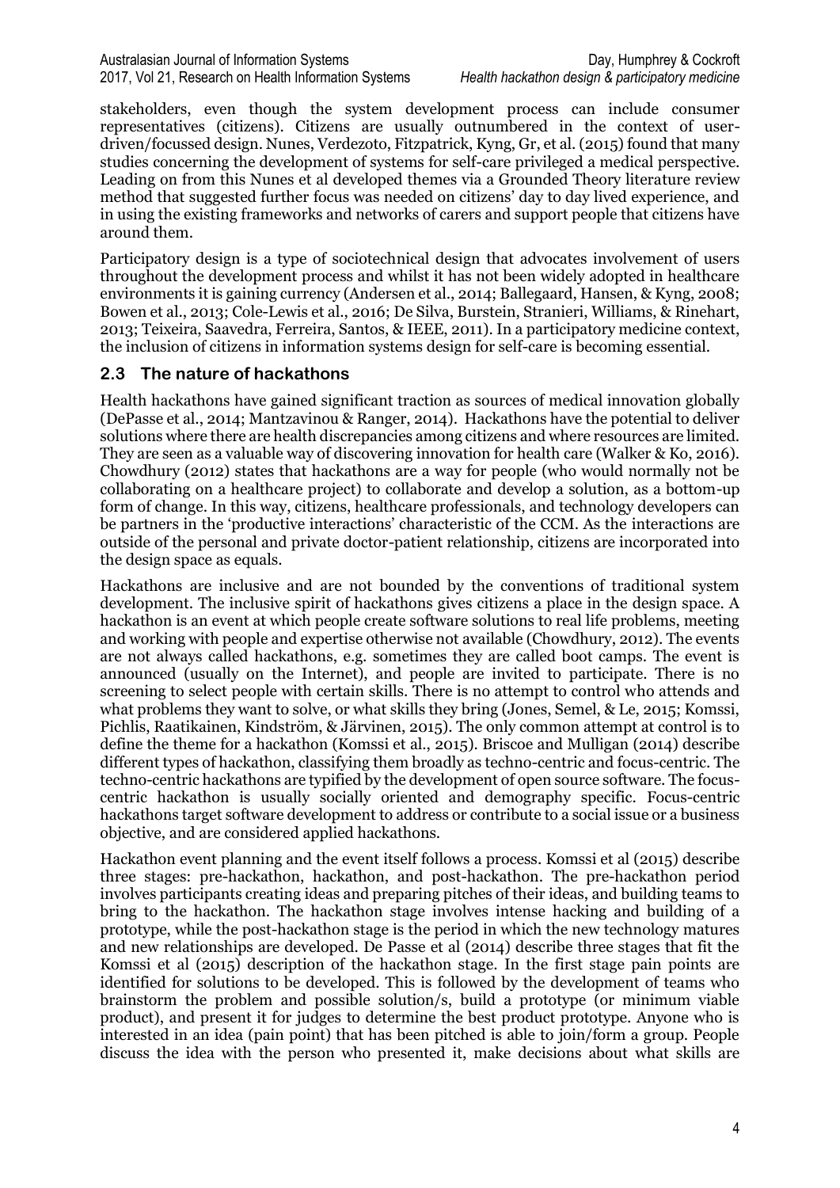stakeholders, even though the system development process can include consumer representatives (citizens). Citizens are usually outnumbered in the context of user-driven/focussed design. Nunes, Verdezoto, Fitzpatrick, Kyng, Gr, et al. (2015) found that many studies concerning the development of systems for self-care privileged a medical perspective. Leading on from this Nunes et al developed themes via a Grounded Theory literature review method that suggested further focus was needed on citizens' day to day lived experience, and in using the existing frameworks and networks of carers and support people that citizens have around them.

Participatory design is a type of sociotechnical design that advocates involvement of users throughout the development process and whilst it has not been widely adopted in healthcare environments it is gaining currency (Andersen et al., 2014; Ballegaard, Hansen, & Kyng, 2008; Bowen et al., 2013; Cole-Lewis et al., 2016; De Silva, Burstein, Stranieri, Williams, & Rinehart, 2013; Teixeira, Saavedra, Ferreira, Santos, & IEEE, 2011). In a participatory medicine context, the inclusion of citizens in information systems design for self-care is becoming essential.

## 2.3 The nature of hackathons

Health hackathons have gained significant traction as sources of medical innovation globally (DePasse et al., 2014; Mantzavinou & Ranger, 2014). Hackathons have the potential to deliver solutions where there are health discrepancies among citizens and where resources are limited. They are seen as a valuable way of discovering innovation for health care (Walker & Ko, 2016). Chowdhury (2012) states that hackathons are a way for people (who would normally not be collaborating on a healthcare project) to collaborate and develop a solution, as a bottom-up form of change. In this way, citizens, healthcare professionals, and technology developers can be partners in the 'productive interactions' characteristic of the CCM. As the interactions are outside of the personal and private doctor-patient relationship, citizens are incorporated into the design space as equals.

Hackathons are inclusive and are not bounded by the conventions of traditional system development. The inclusive spirit of hackathons gives citizens a place in the design space. A hackathon is an event at which people create software solutions to real life problems, meeting and working with people and expertise otherwise not available (Chowdhury, 2012). The events are not always called hackathons, e.g. sometimes they are called boot camps. The event is announced (usually on the Internet), and people are invited to participate. There is no screening to select people with certain skills. There is no attempt to control who attends and what problems they want to solve, or what skills they bring (Jones, Semel, & Le, 2015; Komssi, Pichlis, Raatikainen, Kindström, & Järvinen, 2015). The only common attempt at control is to define the theme for a hackathon (Komssi et al., 2015). Briscoe and Mulligan (2014) describe different types of hackathon, classifying them broadly as techno-centric and focus-centric. The techno-centric hackathons are typified by the development of open source software. The focus-centric hackathon is usually socially oriented and demography specific. Focus-centric hackathons target software development to address or contribute to a social issue or a business objective, and are considered applied hackathons.

Hackathon event planning and the event itself follows a process. Komssi et al (2015) describe three stages: pre-hackathon, hackathon, and post-hackathon. The pre-hackathon period involves participants creating ideas and preparing pitches of their ideas, and building teams to bring to the hackathon. The hackathon stage involves intense hacking and building of a prototype, while the post-hackathon stage is the period in which the new technology matures and new relationships are developed. De Passe et al (2014) describe three stages that fit the Komssi et al (2015) description of the hackathon stage. In the first stage pain points are identified for solutions to be developed. This is followed by the development of teams who brainstorm the problem and possible solution/s, build a prototype (or minimum viable product), and present it for judges to determine the best product prototype. Anyone who is interested in an idea (pain point) that has been pitched is able to join/form a group. People discuss the idea with the person who presented it, make decisions about what skills are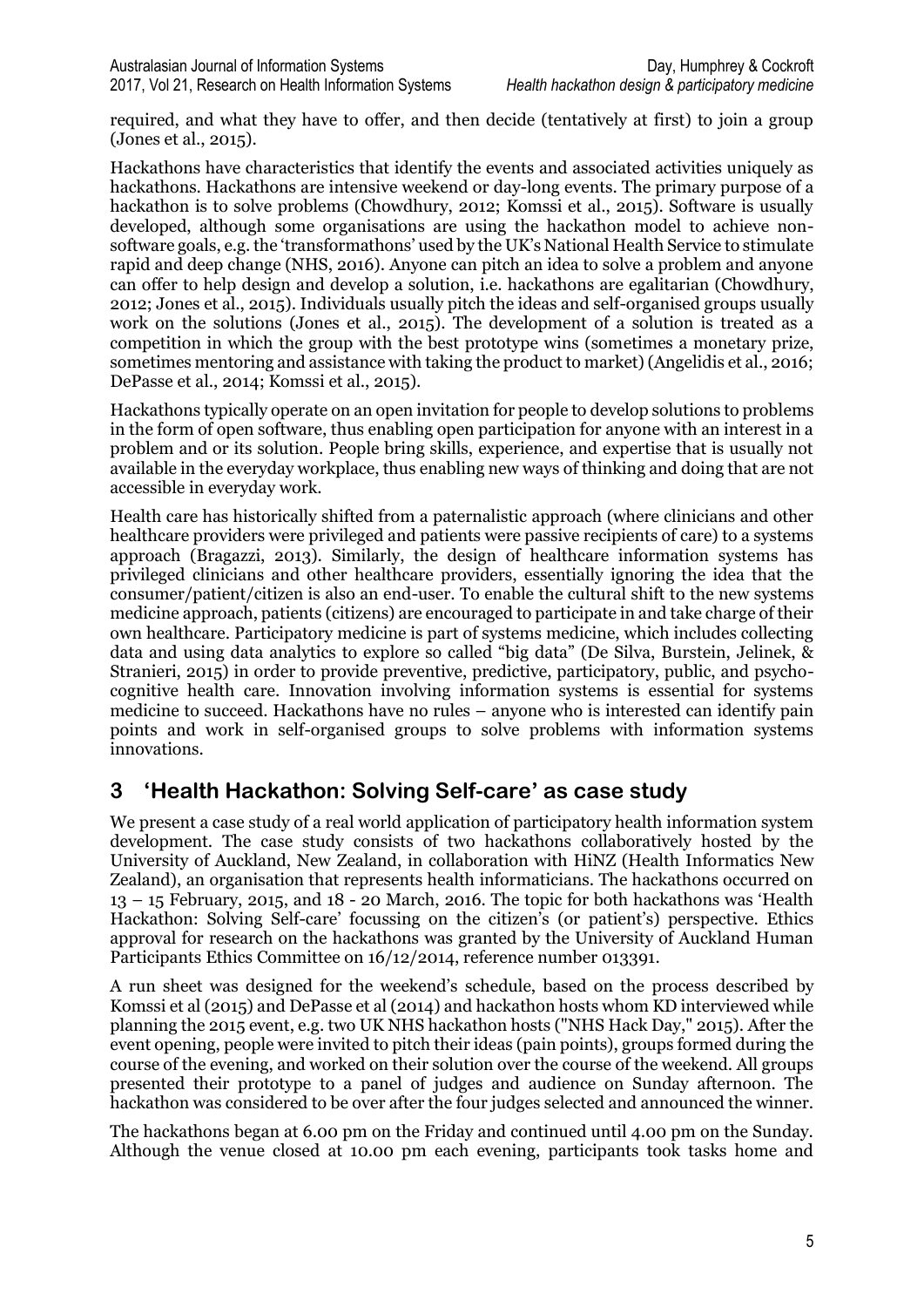required, and what they have to offer, and then decide (tentatively at first) to join a group (Jones et al., 2015).

Hackathons have characteristics that identify the events and associated activities uniquely as hackathons. Hackathons are intensive weekend or day-long events. The primary purpose of a hackathon is to solve problems (Chowdhury, 2012; Komssi et al., 2015). Software is usually developed, although some organisations are using the hackathon model to achieve non-software goals, e.g. the 'transformathons' used by the UK's National Health Service to stimulate rapid and deep change (NHS, 2016). Anyone can pitch an idea to solve a problem and anyone can offer to help design and develop a solution, i.e. hackathons are egalitarian (Chowdhury, 2012; Jones et al., 2015). Individuals usually pitch the ideas and self-organised groups usually work on the solutions (Jones et al., 2015). The development of a solution is treated as a competition in which the group with the best prototype wins (sometimes a monetary prize, sometimes mentoring and assistance with taking the product to market) (Angelidis et al., 2016; DePasse et al., 2014; Komssi et al., 2015).

Hackathons typically operate on an open invitation for people to develop solutions to problems in the form of open software, thus enabling open participation for anyone with an interest in a problem and or its solution. People bring skills, experience, and expertise that is usually not available in the everyday workplace, thus enabling new ways of thinking and doing that are not accessible in everyday work.

Health care has historically shifted from a paternalistic approach (where clinicians and other healthcare providers were privileged and patients were passive recipients of care) to a systems approach (Bragazzi, 2013). Similarly, the design of healthcare information systems has privileged clinicians and other healthcare providers, essentially ignoring the idea that the consumer/patient/citizen is also an end-user. To enable the cultural shift to the new systems medicine approach, patients (citizens) are encouraged to participate in and take charge of their own healthcare. Participatory medicine is part of systems medicine, which includes collecting data and using data analytics to explore so called "big data" (De Silva, Burstein, Jelinek, & Stranieri, 2015) in order to provide preventive, predictive, participatory, public, and psycho-cognitive health care. Innovation involving information systems is essential for systems medicine to succeed. Hackathons have no rules – anyone who is interested can identify pain points and work in self-organised groups to solve problems with information systems innovations.

## 3 'Health Hackathon: Solving Self-care' as case study

We present a case study of a real world application of participatory health information system development. The case study consists of two hackathons collaboratively hosted by the University of Auckland, New Zealand, in collaboration with HiNZ (Health Informatics New Zealand), an organisation that represents health informaticians. The hackathons occurred on 13 – 15 February, 2015, and 18 - 20 March, 2016. The topic for both hackathons was 'Health Hackathon: Solving Self-care' focussing on the citizen's (or patient's) perspective. Ethics approval for research on the hackathons was granted by the University of Auckland Human Participants Ethics Committee on 16/12/2014, reference number 013391.

A run sheet was designed for the weekend's schedule, based on the process described by Komssi et al (2015) and DePasse et al (2014) and hackathon hosts whom KD interviewed while planning the 2015 event, e.g. two UK NHS hackathon hosts ("NHS Hack Day," 2015). After the event opening, people were invited to pitch their ideas (pain points), groups formed during the course of the evening, and worked on their solution over the course of the weekend. All groups presented their prototype to a panel of judges and audience on Sunday afternoon. The hackathon was considered to be over after the four judges selected and announced the winner.

The hackathons began at 6.00 pm on the Friday and continued until 4.00 pm on the Sunday. Although the venue closed at 10.00 pm each evening, participants took tasks home and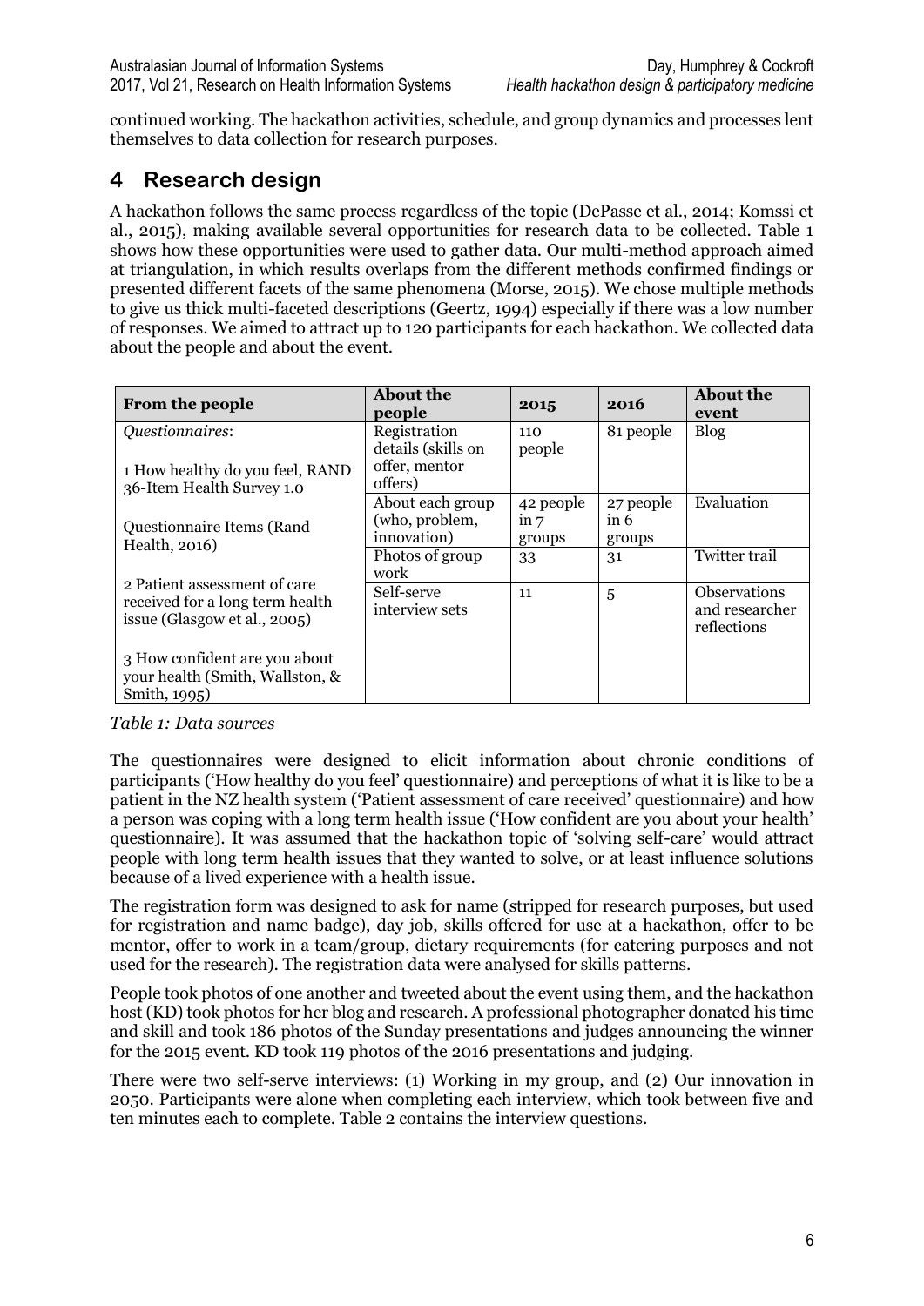continued working. The hackathon activities, schedule, and group dynamics and processes lent themselves to data collection for research purposes.

## 4 Research design

A hackathon follows the same process regardless of the topic (DePasse et al., 2014; Komssi et al., 2015), making available several opportunities for research data to be collected. Table 1 shows how these opportunities were used to gather data. Our multi-method approach aimed at triangulation, in which results overlaps from the different methods confirmed findings or presented different facets of the same phenomena (Morse, 2015). We chose multiple methods to give us thick multi-faceted descriptions (Geertz, 1994) especially if there was a low number of responses. We aimed to attract up to 120 participants for each hackathon. We collected data about the people and about the event.

| From the people | About the people | 2015 | 2016 | About the event |
|---|---|---|---|---|
| *Questionnaires*:<br><br>1 How healthy do you feel, RAND 36-Item Health Survey 1.0<br><br>Questionnaire Items (Rand Health, 2016)<br><br>2 Patient assessment of care received for a long term health issue (Glasgow et al., 2005)<br><br>3 How confident are you about your health (Smith, Wallston, & Smith, 1995) | Registration details (skills on offer, mentor offers) | 110 people | 81 people | Blog |
| | About each group (who, problem, innovation) | 42 people in 7 groups | 27 people in 6 groups | Evaluation |
| | Photos of group work | 33 | 31 | Twitter trail |
| | Self-serve interview sets | 11 | 5 | Observations and researcher reflections |

*Table 1: Data sources*

The questionnaires were designed to elicit information about chronic conditions of participants ('How healthy do you feel' questionnaire) and perceptions of what it is like to be a patient in the NZ health system ('Patient assessment of care received' questionnaire) and how a person was coping with a long term health issue ('How confident are you about your health' questionnaire). It was assumed that the hackathon topic of 'solving self-care' would attract people with long term health issues that they wanted to solve, or at least influence solutions because of a lived experience with a health issue.

The registration form was designed to ask for name (stripped for research purposes, but used for registration and name badge), day job, skills offered for use at a hackathon, offer to be mentor, offer to work in a team/group, dietary requirements (for catering purposes and not used for the research). The registration data were analysed for skills patterns.

People took photos of one another and tweeted about the event using them, and the hackathon host (KD) took photos for her blog and research. A professional photographer donated his time and skill and took 186 photos of the Sunday presentations and judges announcing the winner for the 2015 event. KD took 119 photos of the 2016 presentations and judging.

There were two self-serve interviews: (1) Working in my group, and (2) Our innovation in 2050. Participants were alone when completing each interview, which took between five and ten minutes each to complete. Table 2 contains the interview questions.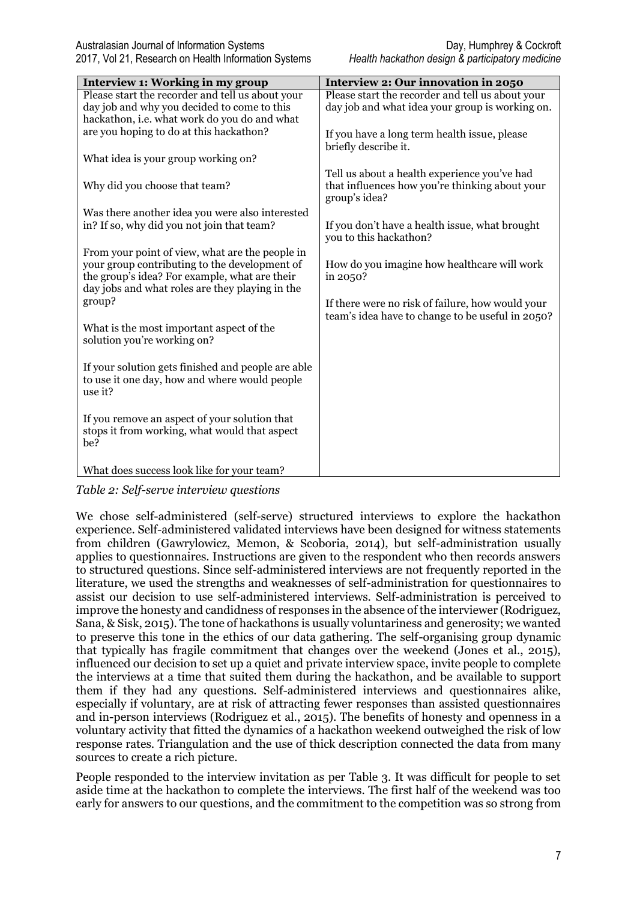| **Interview 1: Working in my group** | **Interview 2: Our innovation in 2050** |
|---|---|
| Please start the recorder and tell us about your day job and why you decided to come to this hackathon, i.e. what work do you do and what are you hoping to do at this hackathon?<br><br>What idea is your group working on?<br><br>Why did you choose that team?<br><br>Was there another idea you were also interested in? If so, why did you not join that team?<br><br>From your point of view, what are the people in your group contributing to the development of the group's idea? For example, what are their day jobs and what roles are they playing in the group?<br><br>What is the most important aspect of the solution you're working on?<br><br>If your solution gets finished and people are able to use it one day, how and where would people use it?<br><br>If you remove an aspect of your solution that stops it from working, what would that aspect be?<br><br>What does success look like for your team? | Please start the recorder and tell us about your day job and what idea your group is working on.<br><br>If you have a long term health issue, please briefly describe it.<br><br>Tell us about a health experience you've had that influences how you're thinking about your group's idea?<br><br>If you don't have a health issue, what brought you to this hackathon?<br><br>How do you imagine how healthcare will work in 2050?<br><br>If there were no risk of failure, how would your team's idea have to change to be useful in 2050? |

*Table 2: Self-serve interview questions*

We chose self-administered (self-serve) structured interviews to explore the hackathon experience. Self-administered validated interviews have been designed for witness statements from children (Gawrylowicz, Memon, & Scoboria, 2014), but self-administration usually applies to questionnaires. Instructions are given to the respondent who then records answers to structured questions. Since self-administered interviews are not frequently reported in the literature, we used the strengths and weaknesses of self-administration for questionnaires to assist our decision to use self-administered interviews. Self-administration is perceived to improve the honesty and candidness of responses in the absence of the interviewer (Rodriguez, Sana, & Sisk, 2015). The tone of hackathons is usually voluntariness and generosity; we wanted to preserve this tone in the ethics of our data gathering. The self-organising group dynamic that typically has fragile commitment that changes over the weekend (Jones et al., 2015), influenced our decision to set up a quiet and private interview space, invite people to complete the interviews at a time that suited them during the hackathon, and be available to support them if they had any questions. Self-administered interviews and questionnaires alike, especially if voluntary, are at risk of attracting fewer responses than assisted questionnaires and in-person interviews (Rodriguez et al., 2015). The benefits of honesty and openness in a voluntary activity that fitted the dynamics of a hackathon weekend outweighed the risk of low response rates. Triangulation and the use of thick description connected the data from many sources to create a rich picture.

People responded to the interview invitation as per Table 3. It was difficult for people to set aside time at the hackathon to complete the interviews. The first half of the weekend was too early for answers to our questions, and the commitment to the competition was so strong from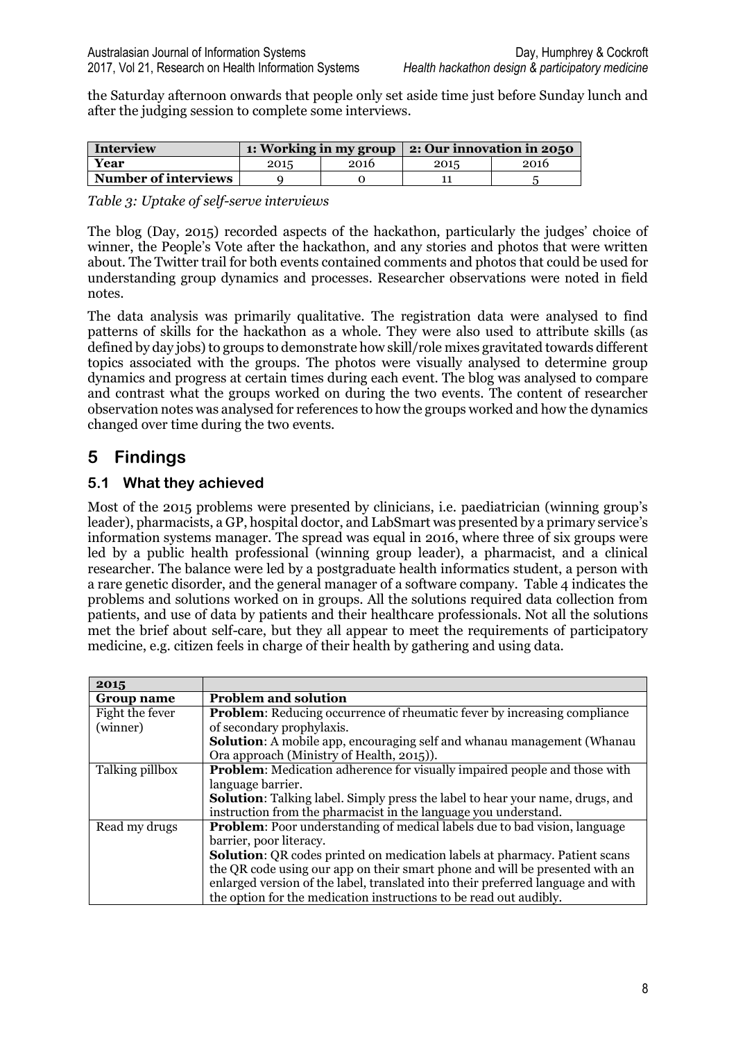the Saturday afternoon onwards that people only set aside time just before Sunday lunch and after the judging session to complete some interviews.

| **Interview** | **1: Working in my group** | | **2: Our innovation in 2050** | |
|---|---|---|---|---|
| **Year** | 2015 | 2016 | 2015 | 2016 |
| **Number of interviews** | 9 | 0 | 11 | 5 |

*Table 3: Uptake of self-serve interviews*

The blog (Day, 2015) recorded aspects of the hackathon, particularly the judges' choice of winner, the People's Vote after the hackathon, and any stories and photos that were written about. The Twitter trail for both events contained comments and photos that could be used for understanding group dynamics and processes. Researcher observations were noted in field notes.

The data analysis was primarily qualitative. The registration data were analysed to find patterns of skills for the hackathon as a whole. They were also used to attribute skills (as defined by day jobs) to groups to demonstrate how skill/role mixes gravitated towards different topics associated with the groups. The photos were visually analysed to determine group dynamics and progress at certain times during each event. The blog was analysed to compare and contrast what the groups worked on during the two events. The content of researcher observation notes was analysed for references to how the groups worked and how the dynamics changed over time during the two events.

# 5 Findings

## 5.1 What they achieved

Most of the 2015 problems were presented by clinicians, i.e. paediatrician (winning group's leader), pharmacists, a GP, hospital doctor, and LabSmart was presented by a primary service's information systems manager. The spread was equal in 2016, where three of six groups were led by a public health professional (winning group leader), a pharmacist, and a clinical researcher. The balance were led by a postgraduate health informatics student, a person with a rare genetic disorder, and the general manager of a software company. Table 4 indicates the problems and solutions worked on in groups. All the solutions required data collection from patients, and use of data by patients and their healthcare professionals. Not all the solutions met the brief about self-care, but they all appear to meet the requirements of participatory medicine, e.g. citizen feels in charge of their health by gathering and using data.

| **2015** | |
|---|---|
| **Group name** | **Problem and solution** |
| Fight the fever (winner) | **Problem**: Reducing occurrence of rheumatic fever by increasing compliance of secondary prophylaxis.<br>**Solution**: A mobile app, encouraging self and whanau management (Whanau Ora approach (Ministry of Health, 2015)). |
| Talking pillbox | **Problem**: Medication adherence for visually impaired people and those with language barrier.<br>**Solution**: Talking label. Simply press the label to hear your name, drugs, and instruction from the pharmacist in the language you understand. |
| Read my drugs | **Problem**: Poor understanding of medical labels due to bad vision, language barrier, poor literacy.<br>**Solution**: QR codes printed on medication labels at pharmacy. Patient scans the QR code using our app on their smart phone and will be presented with an enlarged version of the label, translated into their preferred language and with the option for the medication instructions to be read out audibly. |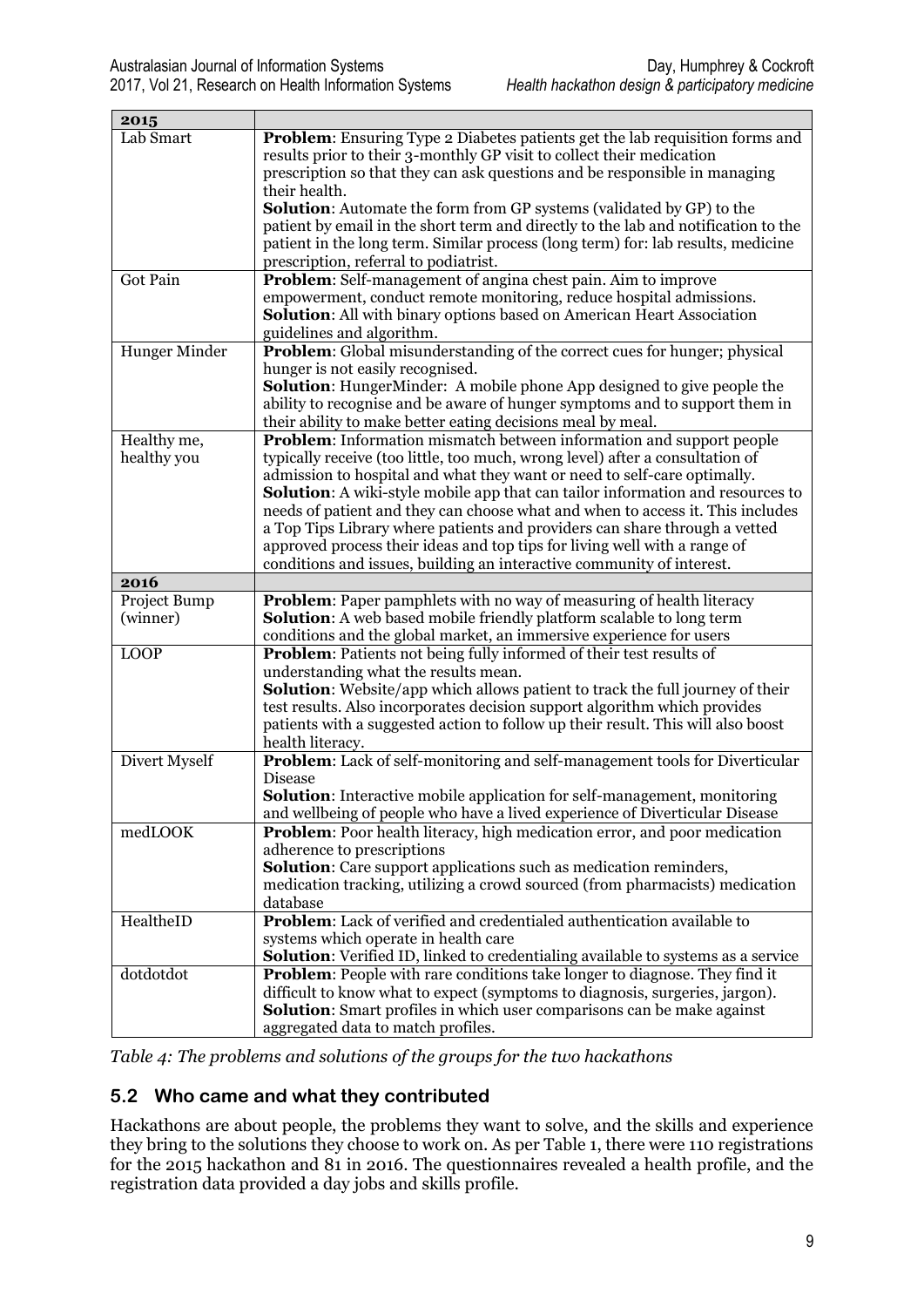| 2015 | |
|---|---|
| Lab Smart | **Problem**: Ensuring Type 2 Diabetes patients get the lab requisition forms and results prior to their 3-monthly GP visit to collect their medication prescription so that they can ask questions and be responsible in managing their health.<br>**Solution**: Automate the form from GP systems (validated by GP) to the patient by email in the short term and directly to the lab and notification to the patient in the long term. Similar process (long term) for: lab results, medicine prescription, referral to podiatrist. |
| Got Pain | **Problem**: Self-management of angina chest pain. Aim to improve empowerment, conduct remote monitoring, reduce hospital admissions.<br>**Solution**: All with binary options based on American Heart Association guidelines and algorithm. |
| Hunger Minder | **Problem**: Global misunderstanding of the correct cues for hunger; physical hunger is not easily recognised.<br>**Solution**: HungerMinder: A mobile phone App designed to give people the ability to recognise and be aware of hunger symptoms and to support them in their ability to make better eating decisions meal by meal. |
| Healthy me, healthy you | **Problem**: Information mismatch between information and support people typically receive (too little, too much, wrong level) after a consultation of admission to hospital and what they want or need to self-care optimally.<br>**Solution**: A wiki-style mobile app that can tailor information and resources to needs of patient and they can choose what and when to access it. This includes a Top Tips Library where patients and providers can share through a vetted approved process their ideas and top tips for living well with a range of conditions and issues, building an interactive community of interest. |
| **2016** | |
| Project Bump (winner) | **Problem**: Paper pamphlets with no way of measuring of health literacy<br>**Solution**: A web based mobile friendly platform scalable to long term conditions and the global market, an immersive experience for users |
| LOOP | **Problem**: Patients not being fully informed of their test results of understanding what the results mean.<br>**Solution**: Website/app which allows patient to track the full journey of their test results. Also incorporates decision support algorithm which provides patients with a suggested action to follow up their result. This will also boost health literacy. |
| Divert Myself | **Problem**: Lack of self-monitoring and self-management tools for Diverticular Disease<br>**Solution**: Interactive mobile application for self-management, monitoring and wellbeing of people who have a lived experience of Diverticular Disease |
| medLOOK | **Problem**: Poor health literacy, high medication error, and poor medication adherence to prescriptions<br>**Solution**: Care support applications such as medication reminders, medication tracking, utilizing a crowd sourced (from pharmacists) medication database |
| HealtheID | **Problem**: Lack of verified and credentialed authentication available to systems which operate in health care<br>**Solution**: Verified ID, linked to credentialing available to systems as a service |
| dotdotdot | **Problem**: People with rare conditions take longer to diagnose. They find it difficult to know what to expect (symptoms to diagnosis, surgeries, jargon).<br>**Solution**: Smart profiles in which user comparisons can be make against aggregated data to match profiles. |

*Table 4: The problems and solutions of the groups for the two hackathons*

## 5.2 Who came and what they contributed

Hackathons are about people, the problems they want to solve, and the skills and experience they bring to the solutions they choose to work on. As per Table 1, there were 110 registrations for the 2015 hackathon and 81 in 2016. The questionnaires revealed a health profile, and the registration data provided a day jobs and skills profile.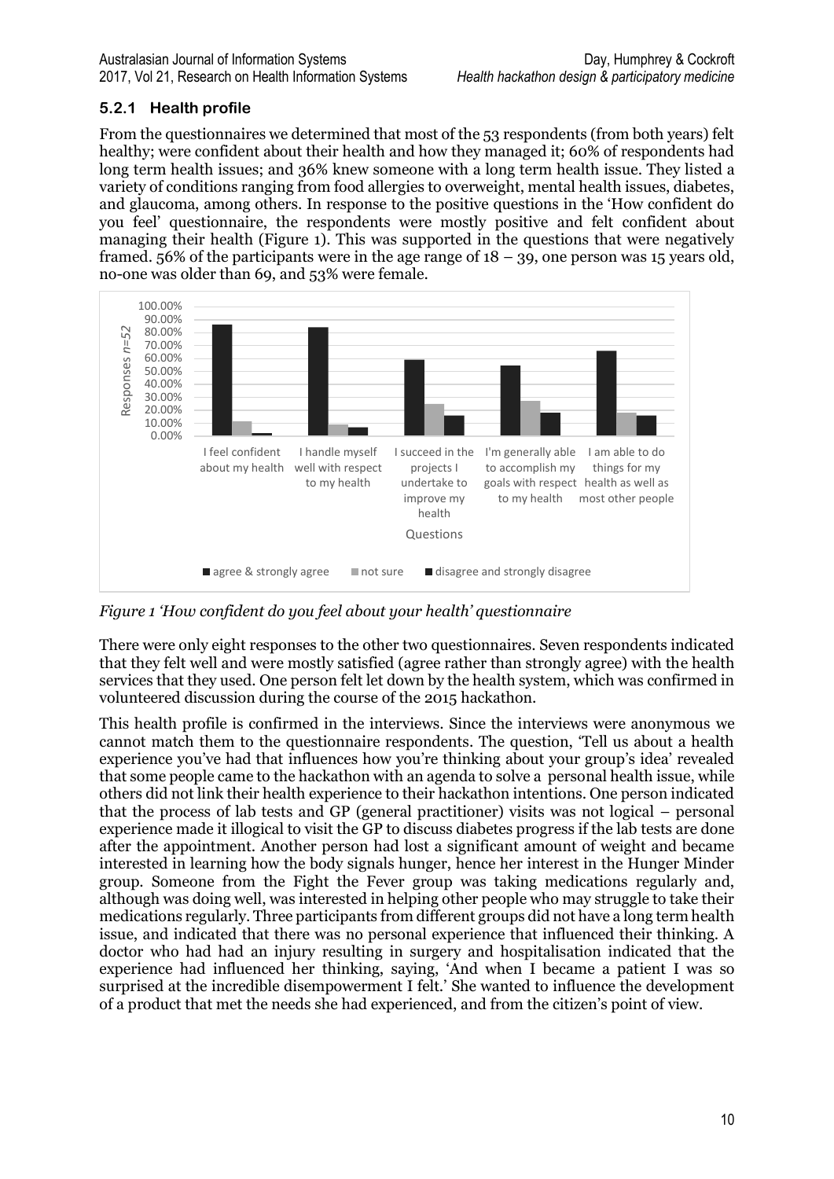### 5.2.1 Health profile

From the questionnaires we determined that most of the 53 respondents (from both years) felt healthy; were confident about their health and how they managed it; 60% of respondents had long term health issues; and 36% knew someone with a long term health issue. They listed a variety of conditions ranging from food allergies to overweight, mental health issues, diabetes, and glaucoma, among others. In response to the positive questions in the 'How confident do you feel' questionnaire, the respondents were mostly positive and felt confident about managing their health (Figure 1). This was supported in the questions that were negatively framed. 56% of the participants were in the age range of 18 – 39, one person was 15 years old, no-one was older than 69, and 53% were female.

*Figure 1 'How confident do you feel about your health' questionnaire*

There were only eight responses to the other two questionnaires. Seven respondents indicated that they felt well and were mostly satisfied (agree rather than strongly agree) with the health services that they used. One person felt let down by the health system, which was confirmed in volunteered discussion during the course of the 2015 hackathon.

This health profile is confirmed in the interviews. Since the interviews were anonymous we cannot match them to the questionnaire respondents. The question, 'Tell us about a health experience you've had that influences how you're thinking about your group's idea' revealed that some people came to the hackathon with an agenda to solve a personal health issue, while others did not link their health experience to their hackathon intentions. One person indicated that the process of lab tests and GP (general practitioner) visits was not logical – personal experience made it illogical to visit the GP to discuss diabetes progress if the lab tests are done after the appointment. Another person had lost a significant amount of weight and became interested in learning how the body signals hunger, hence her interest in the Hunger Minder group. Someone from the Fight the Fever group was taking medications regularly and, although was doing well, was interested in helping other people who may struggle to take their medications regularly. Three participants from different groups did not have a long term health issue, and indicated that there was no personal experience that influenced their thinking. A doctor who had had an injury resulting in surgery and hospitalisation indicated that the experience had influenced her thinking, saying, 'And when I became a patient I was so surprised at the incredible disempowerment I felt.' She wanted to influence the development of a product that met the needs she had experienced, and from the citizen's point of view.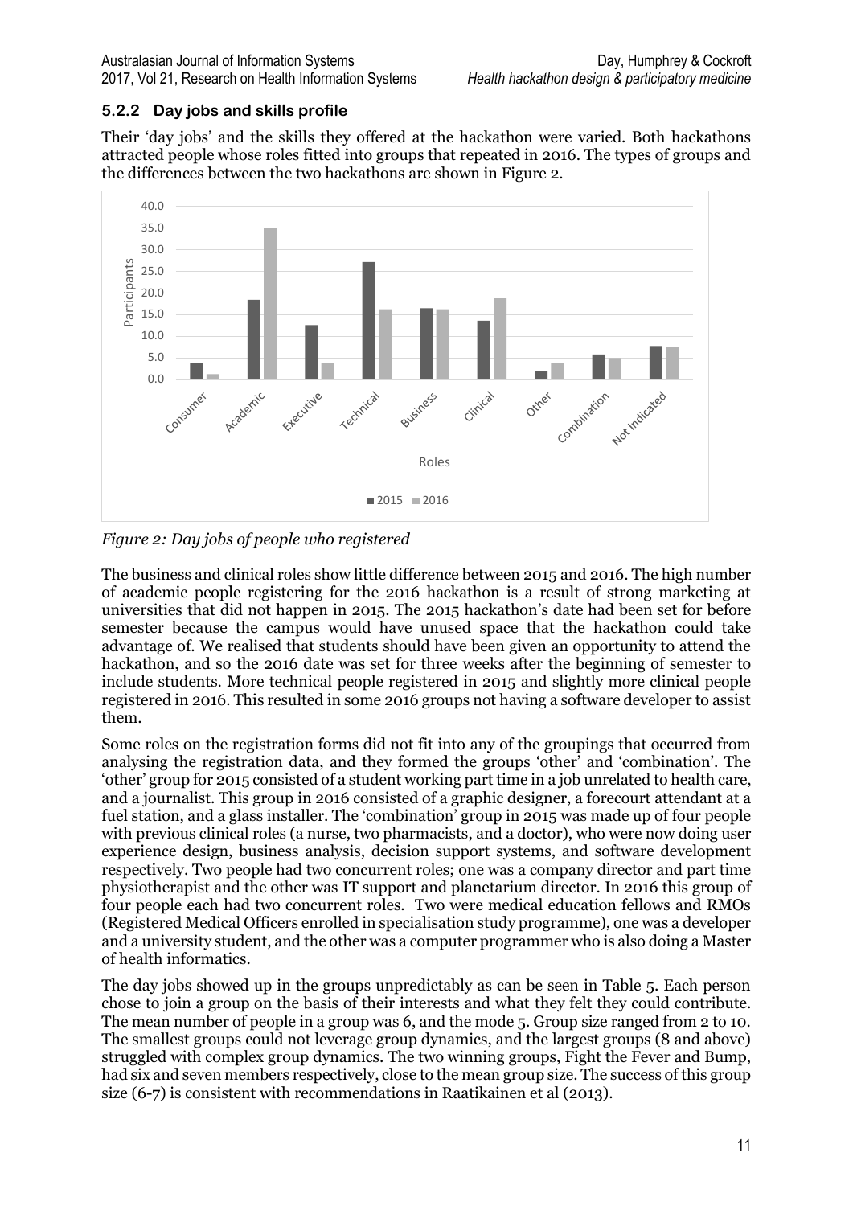### 5.2.2 Day jobs and skills profile

Their 'day jobs' and the skills they offered at the hackathon were varied. Both hackathons attracted people whose roles fitted into groups that repeated in 2016. The types of groups and the differences between the two hackathons are shown in Figure 2.

*Figure 2: Day jobs of people who registered*

The business and clinical roles show little difference between 2015 and 2016. The high number of academic people registering for the 2016 hackathon is a result of strong marketing at universities that did not happen in 2015. The 2015 hackathon's date had been set for before semester because the campus would have unused space that the hackathon could take advantage of. We realised that students should have been given an opportunity to attend the hackathon, and so the 2016 date was set for three weeks after the beginning of semester to include students. More technical people registered in 2015 and slightly more clinical people registered in 2016. This resulted in some 2016 groups not having a software developer to assist them.

Some roles on the registration forms did not fit into any of the groupings that occurred from analysing the registration data, and they formed the groups 'other' and 'combination'. The 'other' group for 2015 consisted of a student working part time in a job unrelated to health care, and a journalist. This group in 2016 consisted of a graphic designer, a forecourt attendant at a fuel station, and a glass installer. The 'combination' group in 2015 was made up of four people with previous clinical roles (a nurse, two pharmacists, and a doctor), who were now doing user experience design, business analysis, decision support systems, and software development respectively. Two people had two concurrent roles; one was a company director and part time physiotherapist and the other was IT support and planetarium director. In 2016 this group of four people each had two concurrent roles. Two were medical education fellows and RMOs (Registered Medical Officers enrolled in specialisation study programme), one was a developer and a university student, and the other was a computer programmer who is also doing a Master of health informatics.

The day jobs showed up in the groups unpredictably as can be seen in Table 5. Each person chose to join a group on the basis of their interests and what they felt they could contribute. The mean number of people in a group was 6, and the mode 5. Group size ranged from 2 to 10. The smallest groups could not leverage group dynamics, and the largest groups (8 and above) struggled with complex group dynamics. The two winning groups, Fight the Fever and Bump, had six and seven members respectively, close to the mean group size. The success of this group size (6-7) is consistent with recommendations in Raatikainen et al (2013).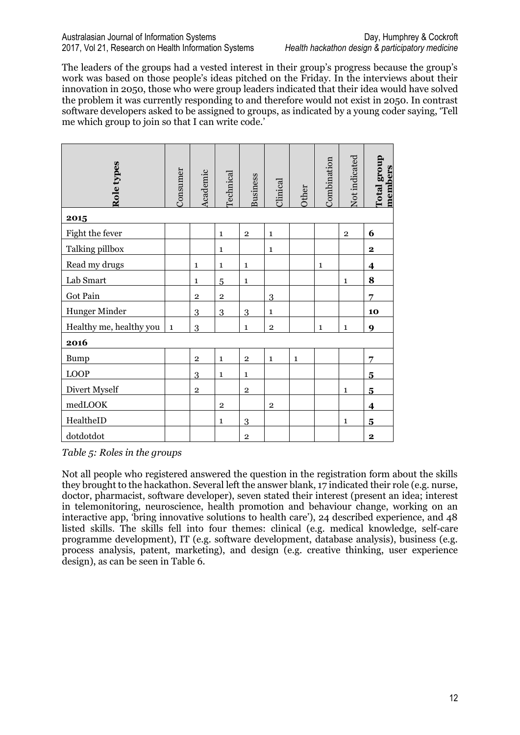The leaders of the groups had a vested interest in their group's progress because the group's work was based on those people's ideas pitched on the Friday. In the interviews about their innovation in 2050, those who were group leaders indicated that their idea would have solved the problem it was currently responding to and therefore would not exist in 2050. In contrast software developers asked to be assigned to groups, as indicated by a young coder saying, 'Tell me which group to join so that I can write code.'

| **Role types** | Consumer | Academic | Technical | Business | Clinical | Other | Combination | Not indicated | **Total group members** |
|---|---|---|---|---|---|---|---|---|---|
| **2015** | | | | | | | | | |
| Fight the fever | | | 1 | 2 | 1 | | | 2 | **6** |
| Talking pillbox | | | 1 | | 1 | | | | **2** |
| Read my drugs | | 1 | 1 | 1 | | | 1 | | **4** |
| Lab Smart | | 1 | 5 | 1 | | | | 1 | **8** |
| Got Pain | | 2 | 2 | | 3 | | | | **7** |
| Hunger Minder | | 3 | 3 | 3 | 1 | | | | **10** |
| Healthy me, healthy you | 1 | 3 | | 1 | 2 | | 1 | 1 | **9** |
| **2016** | | | | | | | | | |
| Bump | | 2 | 1 | 2 | 1 | 1 | | | **7** |
| LOOP | | 3 | 1 | 1 | | | | | **5** |
| Divert Myself | | 2 | | 2 | | | | 1 | **5** |
| medLOOK | | | 2 | | 2 | | | | **4** |
| HealtheID | | | 1 | 3 | | | | 1 | **5** |
| dotdotdot | | | | 2 | | | | | **2** |

*Table 5: Roles in the groups*

Not all people who registered answered the question in the registration form about the skills they brought to the hackathon. Several left the answer blank, 17 indicated their role (e.g. nurse, doctor, pharmacist, software developer), seven stated their interest (present an idea; interest in telemonitoring, neuroscience, health promotion and behaviour change, working on an interactive app, 'bring innovative solutions to health care'), 24 described experience, and 48 listed skills. The skills fell into four themes: clinical (e.g. medical knowledge, self-care programme development), IT (e.g. software development, database analysis), business (e.g. process analysis, patent, marketing), and design (e.g. creative thinking, user experience design), as can be seen in Table 6.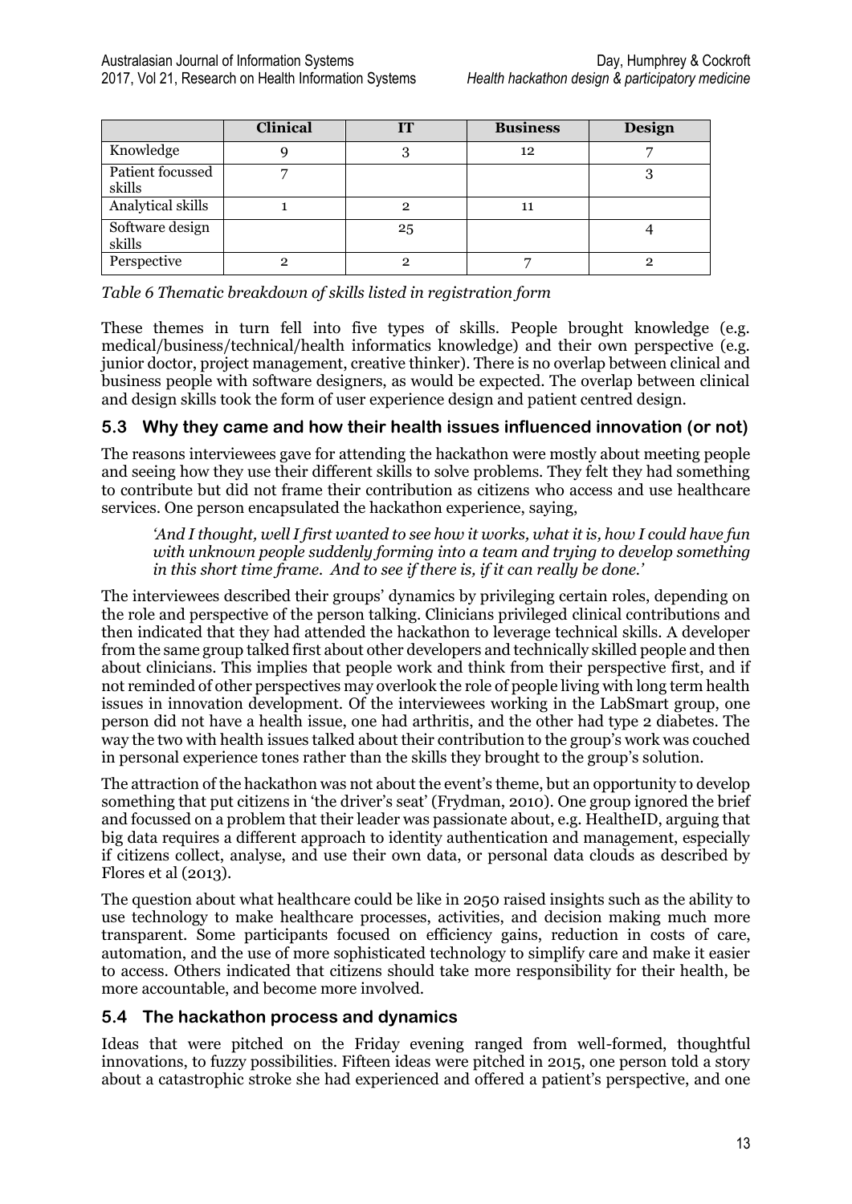| | Clinical | IT | Business | Design |
|---|---|---|---|---|
| Knowledge | 9 | 3 | 12 | 7 |
| Patient focussed skills | 7 | | | 3 |
| Analytical skills | 1 | 2 | 11 | |
| Software design skills | | 25 | | 4 |
| Perspective | 2 | 2 | 7 | 2 |

*Table 6 Thematic breakdown of skills listed in registration form*

These themes in turn fell into five types of skills. People brought knowledge (e.g. medical/business/technical/health informatics knowledge) and their own perspective (e.g. junior doctor, project management, creative thinker). There is no overlap between clinical and business people with software designers, as would be expected. The overlap between clinical and design skills took the form of user experience design and patient centred design.

## 5.3 Why they came and how their health issues influenced innovation (or not)

The reasons interviewees gave for attending the hackathon were mostly about meeting people and seeing how they use their different skills to solve problems. They felt they had something to contribute but did not frame their contribution as citizens who access and use healthcare services. One person encapsulated the hackathon experience, saying,

> *'And I thought, well I first wanted to see how it works, what it is, how I could have fun with unknown people suddenly forming into a team and trying to develop something in this short time frame. And to see if there is, if it can really be done.'*

The interviewees described their groups' dynamics by privileging certain roles, depending on the role and perspective of the person talking. Clinicians privileged clinical contributions and then indicated that they had attended the hackathon to leverage technical skills. A developer from the same group talked first about other developers and technically skilled people and then about clinicians. This implies that people work and think from their perspective first, and if not reminded of other perspectives may overlook the role of people living with long term health issues in innovation development. Of the interviewees working in the LabSmart group, one person did not have a health issue, one had arthritis, and the other had type 2 diabetes. The way the two with health issues talked about their contribution to the group's work was couched in personal experience tones rather than the skills they brought to the group's solution.

The attraction of the hackathon was not about the event's theme, but an opportunity to develop something that put citizens in 'the driver's seat' (Frydman, 2010). One group ignored the brief and focussed on a problem that their leader was passionate about, e.g. HealtheID, arguing that big data requires a different approach to identity authentication and management, especially if citizens collect, analyse, and use their own data, or personal data clouds as described by Flores et al (2013).

The question about what healthcare could be like in 2050 raised insights such as the ability to use technology to make healthcare processes, activities, and decision making much more transparent. Some participants focused on efficiency gains, reduction in costs of care, automation, and the use of more sophisticated technology to simplify care and make it easier to access. Others indicated that citizens should take more responsibility for their health, be more accountable, and become more involved.

## 5.4 The hackathon process and dynamics

Ideas that were pitched on the Friday evening ranged from well-formed, thoughtful innovations, to fuzzy possibilities. Fifteen ideas were pitched in 2015, one person told a story about a catastrophic stroke she had experienced and offered a patient's perspective, and one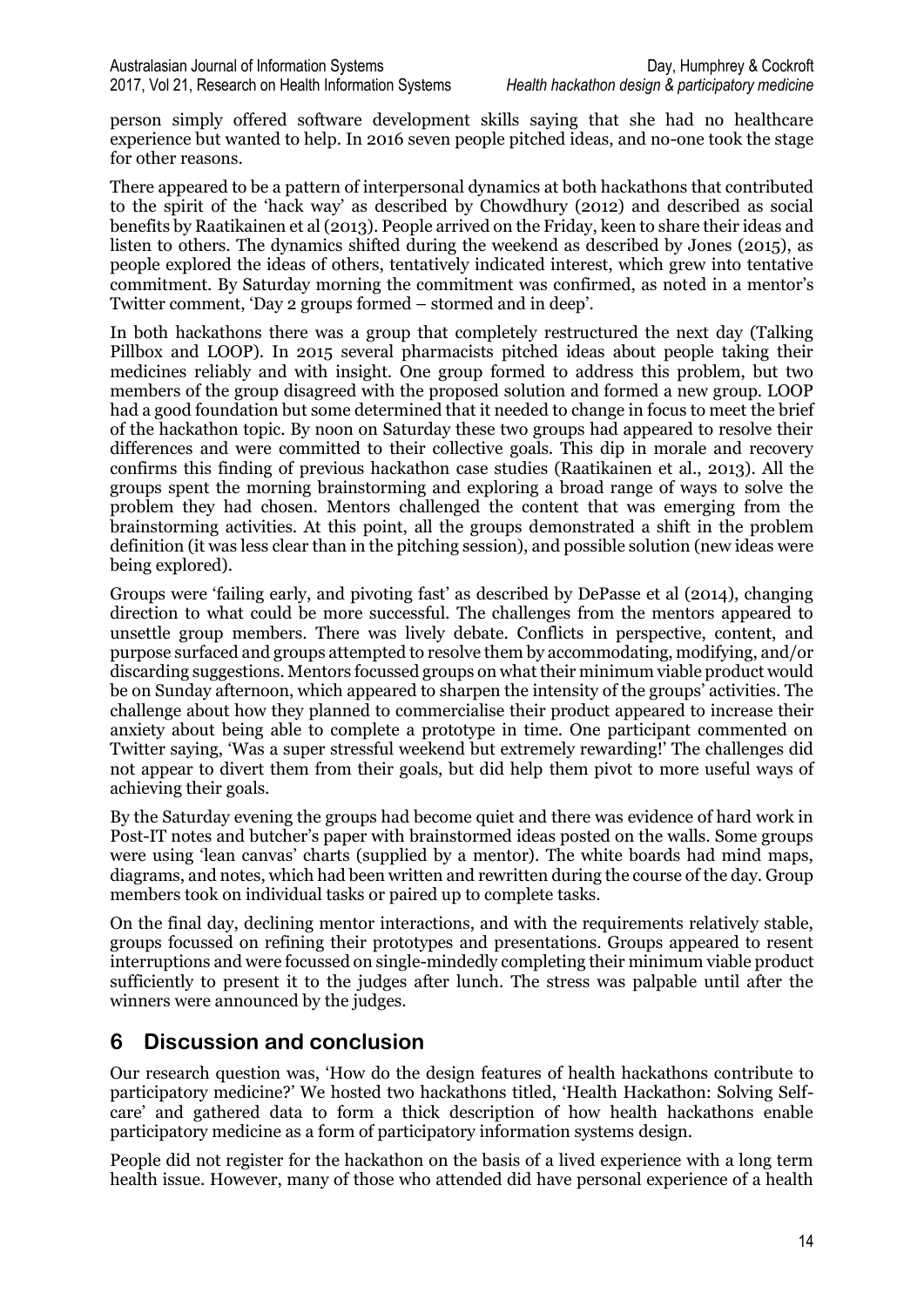person simply offered software development skills saying that she had no healthcare experience but wanted to help. In 2016 seven people pitched ideas, and no-one took the stage for other reasons.

There appeared to be a pattern of interpersonal dynamics at both hackathons that contributed to the spirit of the 'hack way' as described by Chowdhury (2012) and described as social benefits by Raatikainen et al (2013). People arrived on the Friday, keen to share their ideas and listen to others. The dynamics shifted during the weekend as described by Jones (2015), as people explored the ideas of others, tentatively indicated interest, which grew into tentative commitment. By Saturday morning the commitment was confirmed, as noted in a mentor's Twitter comment, 'Day 2 groups formed – stormed and in deep'.

In both hackathons there was a group that completely restructured the next day (Talking Pillbox and LOOP). In 2015 several pharmacists pitched ideas about people taking their medicines reliably and with insight. One group formed to address this problem, but two members of the group disagreed with the proposed solution and formed a new group. LOOP had a good foundation but some determined that it needed to change in focus to meet the brief of the hackathon topic. By noon on Saturday these two groups had appeared to resolve their differences and were committed to their collective goals. This dip in morale and recovery confirms this finding of previous hackathon case studies (Raatikainen et al., 2013). All the groups spent the morning brainstorming and exploring a broad range of ways to solve the problem they had chosen. Mentors challenged the content that was emerging from the brainstorming activities. At this point, all the groups demonstrated a shift in the problem definition (it was less clear than in the pitching session), and possible solution (new ideas were being explored).

Groups were 'failing early, and pivoting fast' as described by DePasse et al (2014), changing direction to what could be more successful. The challenges from the mentors appeared to unsettle group members. There was lively debate. Conflicts in perspective, content, and purpose surfaced and groups attempted to resolve them by accommodating, modifying, and/or discarding suggestions. Mentors focussed groups on what their minimum viable product would be on Sunday afternoon, which appeared to sharpen the intensity of the groups' activities. The challenge about how they planned to commercialise their product appeared to increase their anxiety about being able to complete a prototype in time. One participant commented on Twitter saying, 'Was a super stressful weekend but extremely rewarding!' The challenges did not appear to divert them from their goals, but did help them pivot to more useful ways of achieving their goals.

By the Saturday evening the groups had become quiet and there was evidence of hard work in Post-IT notes and butcher's paper with brainstormed ideas posted on the walls. Some groups were using 'lean canvas' charts (supplied by a mentor). The white boards had mind maps, diagrams, and notes, which had been written and rewritten during the course of the day. Group members took on individual tasks or paired up to complete tasks.

On the final day, declining mentor interactions, and with the requirements relatively stable, groups focussed on refining their prototypes and presentations. Groups appeared to resent interruptions and were focussed on single-mindedly completing their minimum viable product sufficiently to present it to the judges after lunch. The stress was palpable until after the winners were announced by the judges.

## 6 Discussion and conclusion

Our research question was, 'How do the design features of health hackathons contribute to participatory medicine?' We hosted two hackathons titled, 'Health Hackathon: Solving Self-care' and gathered data to form a thick description of how health hackathons enable participatory medicine as a form of participatory information systems design.

People did not register for the hackathon on the basis of a lived experience with a long term health issue. However, many of those who attended did have personal experience of a health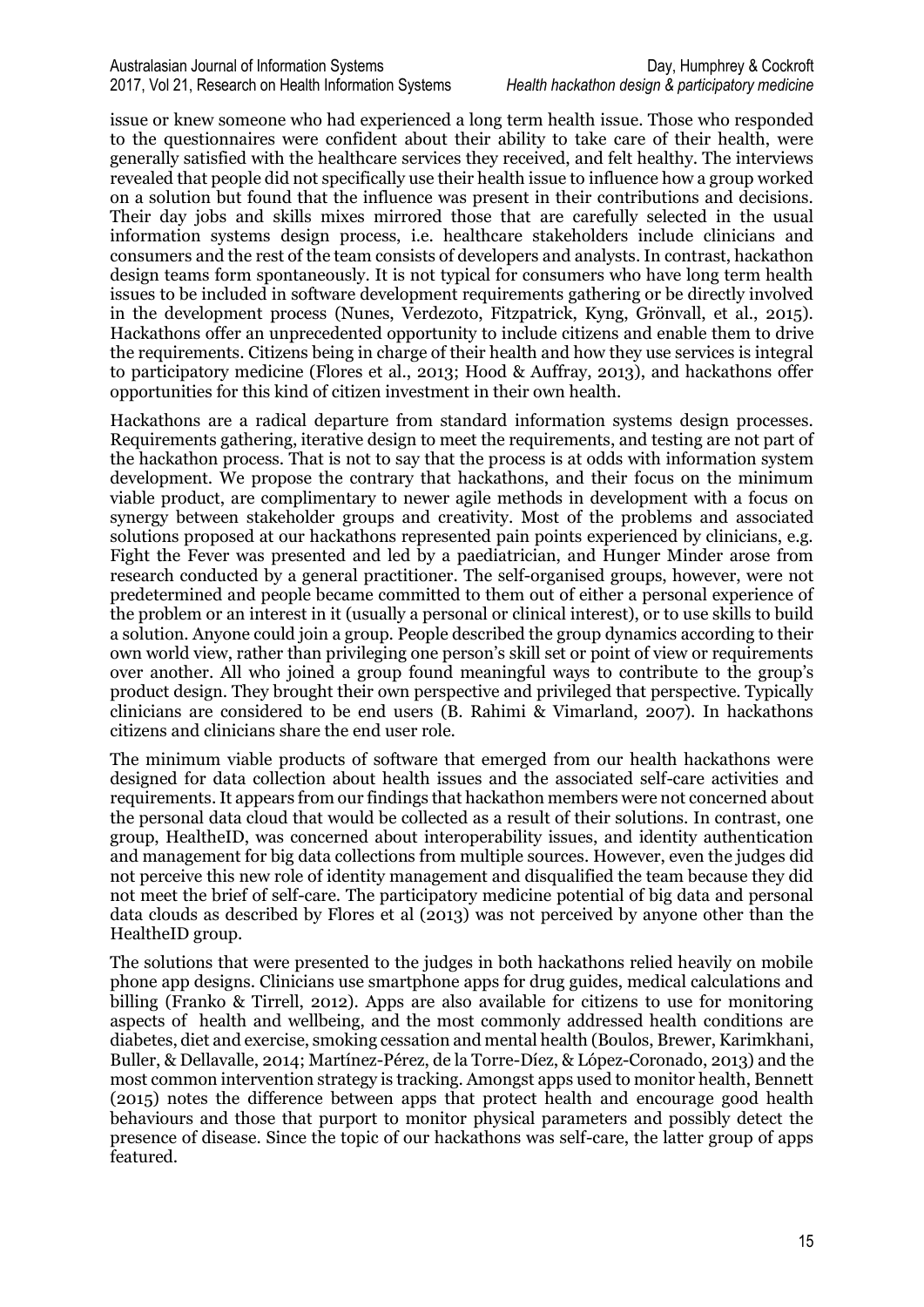issue or knew someone who had experienced a long term health issue. Those who responded to the questionnaires were confident about their ability to take care of their health, were generally satisfied with the healthcare services they received, and felt healthy. The interviews revealed that people did not specifically use their health issue to influence how a group worked on a solution but found that the influence was present in their contributions and decisions. Their day jobs and skills mixes mirrored those that are carefully selected in the usual information systems design process, i.e. healthcare stakeholders include clinicians and consumers and the rest of the team consists of developers and analysts. In contrast, hackathon design teams form spontaneously. It is not typical for consumers who have long term health issues to be included in software development requirements gathering or be directly involved in the development process (Nunes, Verdezoto, Fitzpatrick, Kyng, Grönvall, et al., 2015). Hackathons offer an unprecedented opportunity to include citizens and enable them to drive the requirements. Citizens being in charge of their health and how they use services is integral to participatory medicine (Flores et al., 2013; Hood & Auffray, 2013), and hackathons offer opportunities for this kind of citizen investment in their own health.

Hackathons are a radical departure from standard information systems design processes. Requirements gathering, iterative design to meet the requirements, and testing are not part of the hackathon process. That is not to say that the process is at odds with information system development. We propose the contrary that hackathons, and their focus on the minimum viable product, are complimentary to newer agile methods in development with a focus on synergy between stakeholder groups and creativity. Most of the problems and associated solutions proposed at our hackathons represented pain points experienced by clinicians, e.g. Fight the Fever was presented and led by a paediatrician, and Hunger Minder arose from research conducted by a general practitioner. The self-organised groups, however, were not predetermined and people became committed to them out of either a personal experience of the problem or an interest in it (usually a personal or clinical interest), or to use skills to build a solution. Anyone could join a group. People described the group dynamics according to their own world view, rather than privileging one person's skill set or point of view or requirements over another. All who joined a group found meaningful ways to contribute to the group's product design. They brought their own perspective and privileged that perspective. Typically clinicians are considered to be end users (B. Rahimi & Vimarland, 2007). In hackathons citizens and clinicians share the end user role.

The minimum viable products of software that emerged from our health hackathons were designed for data collection about health issues and the associated self-care activities and requirements. It appears from our findings that hackathon members were not concerned about the personal data cloud that would be collected as a result of their solutions. In contrast, one group, HealtheID, was concerned about interoperability issues, and identity authentication and management for big data collections from multiple sources. However, even the judges did not perceive this new role of identity management and disqualified the team because they did not meet the brief of self-care. The participatory medicine potential of big data and personal data clouds as described by Flores et al (2013) was not perceived by anyone other than the HealtheID group.

The solutions that were presented to the judges in both hackathons relied heavily on mobile phone app designs. Clinicians use smartphone apps for drug guides, medical calculations and billing (Franko & Tirrell, 2012). Apps are also available for citizens to use for monitoring aspects of health and wellbeing, and the most commonly addressed health conditions are diabetes, diet and exercise, smoking cessation and mental health (Boulos, Brewer, Karimkhani, Buller, & Dellavalle, 2014; Martínez-Pérez, de la Torre-Díez, & López-Coronado, 2013) and the most common intervention strategy is tracking. Amongst apps used to monitor health, Bennett (2015) notes the difference between apps that protect health and encourage good health behaviours and those that purport to monitor physical parameters and possibly detect the presence of disease. Since the topic of our hackathons was self-care, the latter group of apps featured.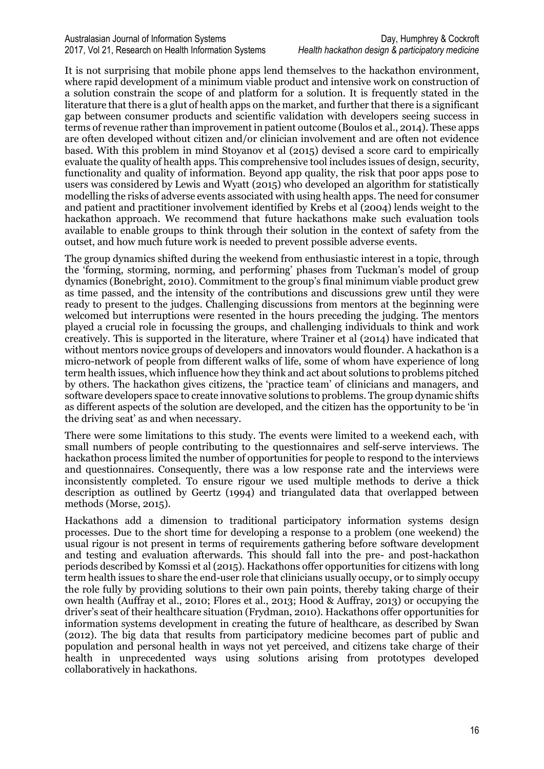It is not surprising that mobile phone apps lend themselves to the hackathon environment, where rapid development of a minimum viable product and intensive work on construction of a solution constrain the scope of and platform for a solution. It is frequently stated in the literature that there is a glut of health apps on the market, and further that there is a significant gap between consumer products and scientific validation with developers seeing success in terms of revenue rather than improvement in patient outcome (Boulos et al., 2014). These apps are often developed without citizen and/or clinician involvement and are often not evidence based. With this problem in mind Stoyanov et al (2015) devised a score card to empirically evaluate the quality of health apps. This comprehensive tool includes issues of design, security, functionality and quality of information. Beyond app quality, the risk that poor apps pose to users was considered by Lewis and Wyatt (2015) who developed an algorithm for statistically modelling the risks of adverse events associated with using health apps. The need for consumer and patient and practitioner involvement identified by Krebs et al (2004) lends weight to the hackathon approach. We recommend that future hackathons make such evaluation tools available to enable groups to think through their solution in the context of safety from the outset, and how much future work is needed to prevent possible adverse events.

The group dynamics shifted during the weekend from enthusiastic interest in a topic, through the 'forming, storming, norming, and performing' phases from Tuckman's model of group dynamics (Bonebright, 2010). Commitment to the group's final minimum viable product grew as time passed, and the intensity of the contributions and discussions grew until they were ready to present to the judges. Challenging discussions from mentors at the beginning were welcomed but interruptions were resented in the hours preceding the judging. The mentors played a crucial role in focussing the groups, and challenging individuals to think and work creatively. This is supported in the literature, where Trainer et al (2014) have indicated that without mentors novice groups of developers and innovators would flounder. A hackathon is a micro-network of people from different walks of life, some of whom have experience of long term health issues, which influence how they think and act about solutions to problems pitched by others. The hackathon gives citizens, the 'practice team' of clinicians and managers, and software developers space to create innovative solutions to problems. The group dynamic shifts as different aspects of the solution are developed, and the citizen has the opportunity to be 'in the driving seat' as and when necessary.

There were some limitations to this study. The events were limited to a weekend each, with small numbers of people contributing to the questionnaires and self-serve interviews. The hackathon process limited the number of opportunities for people to respond to the interviews and questionnaires. Consequently, there was a low response rate and the interviews were inconsistently completed. To ensure rigour we used multiple methods to derive a thick description as outlined by Geertz (1994) and triangulated data that overlapped between methods (Morse, 2015).

Hackathons add a dimension to traditional participatory information systems design processes. Due to the short time for developing a response to a problem (one weekend) the usual rigour is not present in terms of requirements gathering before software development and testing and evaluation afterwards. This should fall into the pre- and post-hackathon periods described by Komssi et al (2015). Hackathons offer opportunities for citizens with long term health issues to share the end-user role that clinicians usually occupy, or to simply occupy the role fully by providing solutions to their own pain points, thereby taking charge of their own health (Auffray et al., 2010; Flores et al., 2013; Hood & Auffray, 2013) or occupying the driver's seat of their healthcare situation (Frydman, 2010). Hackathons offer opportunities for information systems development in creating the future of healthcare, as described by Swan (2012). The big data that results from participatory medicine becomes part of public and population and personal health in ways not yet perceived, and citizens take charge of their health in unprecedented ways using solutions arising from prototypes developed collaboratively in hackathons.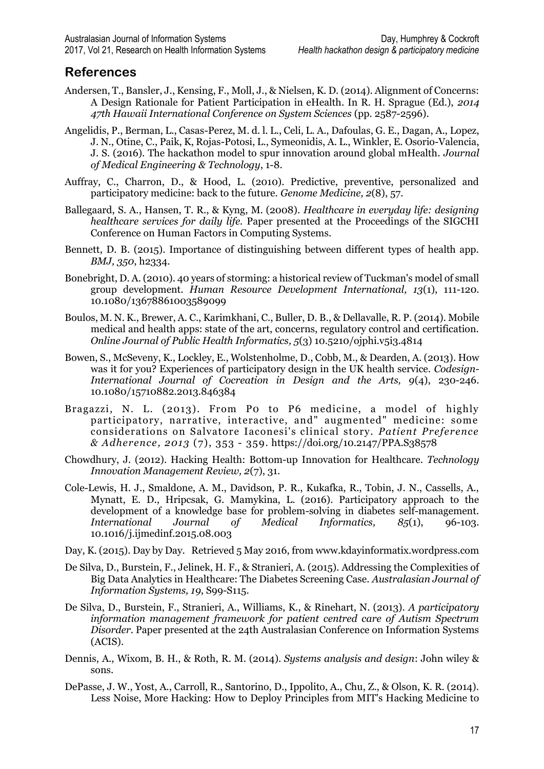## References

Andersen, T., Bansler, J., Kensing, F., Moll, J., & Nielsen, K. D. (2014). Alignment of Concerns: A Design Rationale for Patient Participation in eHealth. In R. H. Sprague (Ed.), *2014 47th Hawaii International Conference on System Sciences* (pp. 2587-2596).

Angelidis, P., Berman, L., Casas-Perez, M. d. l. L., Celi, L. A., Dafoulas, G. E., Dagan, A., Lopez, J. N., Otine, C., Paik, K, Rojas-Potosi, L., Symeonidis, A. L., Winkler, E. Osorio-Valencia, J. S. (2016). The hackathon model to spur innovation around global mHealth. *Journal of Medical Engineering & Technology*, 1-8.

Auffray, C., Charron, D., & Hood, L. (2010). Predictive, preventive, personalized and participatory medicine: back to the future. *Genome Medicine, 2*(8), 57.

Ballegaard, S. A., Hansen, T. R., & Kyng, M. (2008). *Healthcare in everyday life: designing healthcare services for daily life.* Paper presented at the Proceedings of the SIGCHI Conference on Human Factors in Computing Systems.

Bennett, D. B. (2015). Importance of distinguishing between different types of health app. *BMJ, 350*, h2334.

Bonebright, D. A. (2010). 40 years of storming: a historical review of Tuckman's model of small group development. *Human Resource Development International, 13*(1), 111-120. 10.1080/13678861003589099

Boulos, M. N. K., Brewer, A. C., Karimkhani, C., Buller, D. B., & Dellavalle, R. P. (2014). Mobile medical and health apps: state of the art, concerns, regulatory control and certification. *Online Journal of Public Health Informatics, 5*(3) 10.5210/ojphi.v5i3.4814

Bowen, S., McSeveny, K., Lockley, E., Wolstenholme, D., Cobb, M., & Dearden, A. (2013). How was it for you? Experiences of participatory design in the UK health service. *Codesign-International Journal of Cocreation in Design and the Arts, 9*(4), 230-246. 10.1080/15710882.2013.846384

Bragazzi, N. L. (2013). From P0 to P6 medicine, a model of highly participatory, narrative, interactive, and" augmented" medicine: some considerations on Salvatore Iaconesi's clinical story. *Patient Preference & Adherence, 2013* (7), 353 - 359. https://doi.org/10.2147/PPA.S38578

Chowdhury, J. (2012). Hacking Health: Bottom-up Innovation for Healthcare. *Technology Innovation Management Review, 2*(7), 31.

Cole-Lewis, H. J., Smaldone, A. M., Davidson, P. R., Kukafka, R., Tobin, J. N., Cassells, A., Mynatt, E. D., Hripcsak, G. Mamykina, L. (2016). Participatory approach to the development of a knowledge base for problem-solving in diabetes self-management. *International Journal of Medical Informatics, 85*(1), 96-103. 10.1016/j.ijmedinf.2015.08.003

Day, K. (2015). Day by Day. Retrieved 5 May 2016, from www.kdayinformatix.wordpress.com

De Silva, D., Burstein, F., Jelinek, H. F., & Stranieri, A. (2015). Addressing the Complexities of Big Data Analytics in Healthcare: The Diabetes Screening Case. *Australasian Journal of Information Systems, 19*, S99-S115.

De Silva, D., Burstein, F., Stranieri, A., Williams, K., & Rinehart, N. (2013). *A participatory information management framework for patient centred care of Autism Spectrum Disorder.* Paper presented at the 24th Australasian Conference on Information Systems (ACIS).

Dennis, A., Wixom, B. H., & Roth, R. M. (2014). *Systems analysis and design*: John wiley & sons.

DePasse, J. W., Yost, A., Carroll, R., Santorino, D., Ippolito, A., Chu, Z., & Olson, K. R. (2014). Less Noise, More Hacking: How to Deploy Principles from MIT's Hacking Medicine to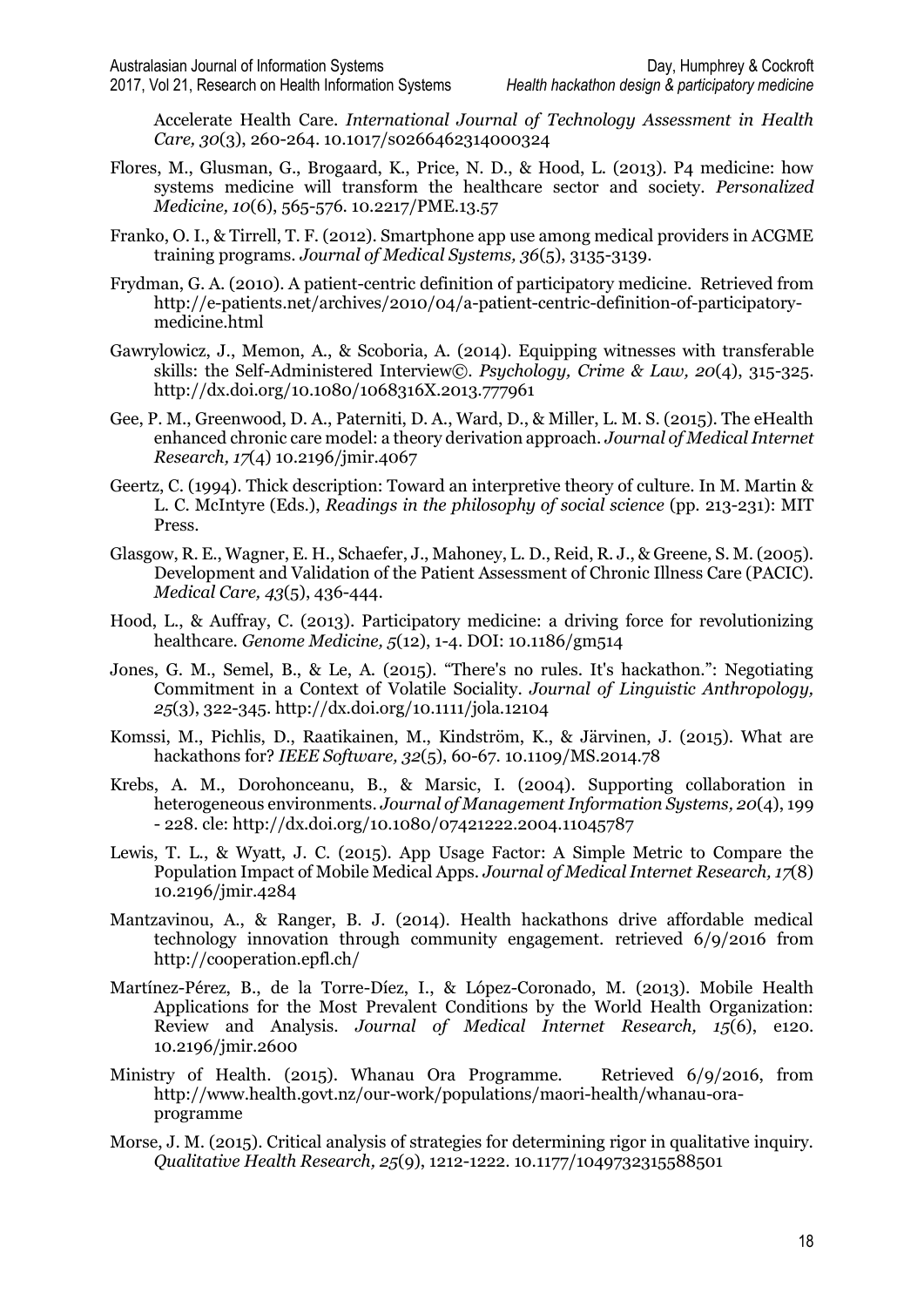Accelerate Health Care. *International Journal of Technology Assessment in Health Care, 30*(3), 260-264. 10.1017/s0266462314000324

Flores, M., Glusman, G., Brogaard, K., Price, N. D., & Hood, L. (2013). P4 medicine: how systems medicine will transform the healthcare sector and society. *Personalized Medicine, 10*(6), 565-576. 10.2217/PME.13.57

Franko, O. I., & Tirrell, T. F. (2012). Smartphone app use among medical providers in ACGME training programs. *Journal of Medical Systems, 36*(5), 3135-3139.

Frydman, G. A. (2010). A patient-centric definition of participatory medicine. Retrieved from http://e-patients.net/archives/2010/04/a-patient-centric-definition-of-participatory-medicine.html

Gawrylowicz, J., Memon, A., & Scoboria, A. (2014). Equipping witnesses with transferable skills: the Self-Administered Interview©. *Psychology, Crime & Law, 20*(4), 315-325. http://dx.doi.org/10.1080/1068316X.2013.777961

Gee, P. M., Greenwood, D. A., Paterniti, D. A., Ward, D., & Miller, L. M. S. (2015). The eHealth enhanced chronic care model: a theory derivation approach. *Journal of Medical Internet Research, 17*(4) 10.2196/jmir.4067

Geertz, C. (1994). Thick description: Toward an interpretive theory of culture. In M. Martin & L. C. McIntyre (Eds.), *Readings in the philosophy of social science* (pp. 213-231): MIT Press.

Glasgow, R. E., Wagner, E. H., Schaefer, J., Mahoney, L. D., Reid, R. J., & Greene, S. M. (2005). Development and Validation of the Patient Assessment of Chronic Illness Care (PACIC). *Medical Care, 43*(5), 436-444.

Hood, L., & Auffray, C. (2013). Participatory medicine: a driving force for revolutionizing healthcare. *Genome Medicine, 5*(12), 1-4. DOI: 10.1186/gm514

Jones, G. M., Semel, B., & Le, A. (2015). "There's no rules. It's hackathon.": Negotiating Commitment in a Context of Volatile Sociality. *Journal of Linguistic Anthropology, 25*(3), 322-345. http://dx.doi.org/10.1111/jola.12104

Komssi, M., Pichlis, D., Raatikainen, M., Kindström, K., & Järvinen, J. (2015). What are hackathons for? *IEEE Software, 32*(5), 60-67. 10.1109/MS.2014.78

Krebs, A. M., Dorohonceanu, B., & Marsic, I. (2004). Supporting collaboration in heterogeneous environments. *Journal of Management Information Systems, 20*(4), 199 - 228. cle: http://dx.doi.org/10.1080/07421222.2004.11045787

Lewis, T. L., & Wyatt, J. C. (2015). App Usage Factor: A Simple Metric to Compare the Population Impact of Mobile Medical Apps. *Journal of Medical Internet Research, 17*(8) 10.2196/jmir.4284

Mantzavinou, A., & Ranger, B. J. (2014). Health hackathons drive affordable medical technology innovation through community engagement. retrieved 6/9/2016 from http://cooperation.epfl.ch/

Martínez-Pérez, B., de la Torre-Díez, I., & López-Coronado, M. (2013). Mobile Health Applications for the Most Prevalent Conditions by the World Health Organization: Review and Analysis. *Journal of Medical Internet Research, 15*(6), e120. 10.2196/jmir.2600

Ministry of Health. (2015). Whanau Ora Programme. Retrieved 6/9/2016, from http://www.health.govt.nz/our-work/populations/maori-health/whanau-ora-programme

Morse, J. M. (2015). Critical analysis of strategies for determining rigor in qualitative inquiry. *Qualitative Health Research, 25*(9), 1212-1222. 10.1177/1049732315588501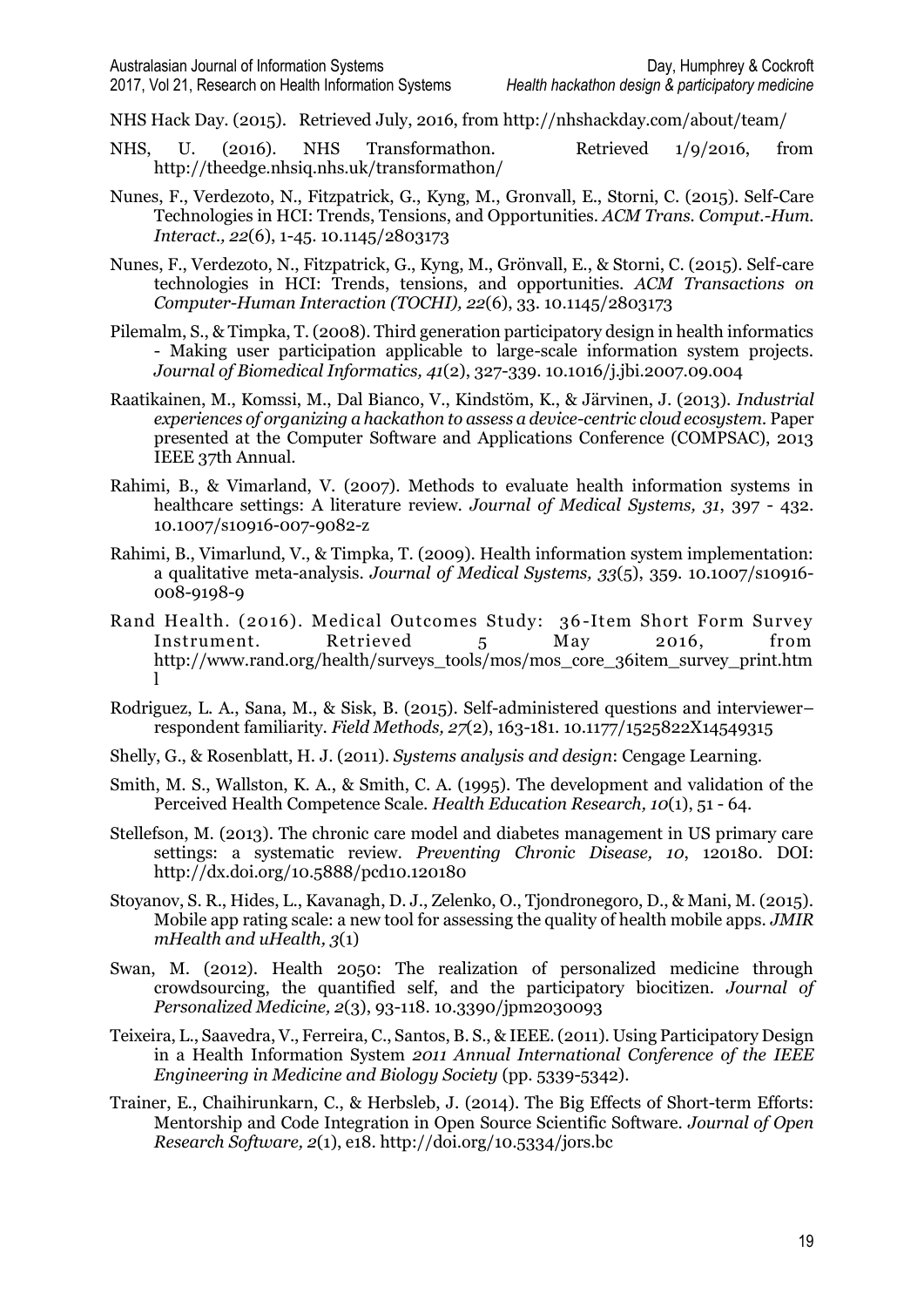NHS Hack Day. (2015). Retrieved July, 2016, from http://nhshackday.com/about/team/

NHS, U. (2016). NHS Transformathon. Retrieved 1/9/2016, from http://theedge.nhsiq.nhs.uk/transformathon/

Nunes, F., Verdezoto, N., Fitzpatrick, G., Kyng, M., Gronvall, E., Storni, C. (2015). Self-Care Technologies in HCI: Trends, Tensions, and Opportunities. *ACM Trans. Comput.-Hum. Interact., 22*(6), 1-45. 10.1145/2803173

Nunes, F., Verdezoto, N., Fitzpatrick, G., Kyng, M., Grönvall, E., & Storni, C. (2015). Self-care technologies in HCI: Trends, tensions, and opportunities. *ACM Transactions on Computer-Human Interaction (TOCHI), 22*(6), 33. 10.1145/2803173

Pilemalm, S., & Timpka, T. (2008). Third generation participatory design in health informatics - Making user participation applicable to large-scale information system projects. *Journal of Biomedical Informatics, 41*(2), 327-339. 10.1016/j.jbi.2007.09.004

Raatikainen, M., Komssi, M., Dal Bianco, V., Kindstöm, K., & Järvinen, J. (2013). *Industrial experiences of organizing a hackathon to assess a device-centric cloud ecosystem*. Paper presented at the Computer Software and Applications Conference (COMPSAC), 2013 IEEE 37th Annual.

Rahimi, B., & Vimarland, V. (2007). Methods to evaluate health information systems in healthcare settings: A literature review. *Journal of Medical Systems, 31*, 397 - 432. 10.1007/s10916-007-9082-z

Rahimi, B., Vimarlund, V., & Timpka, T. (2009). Health information system implementation: a qualitative meta-analysis. *Journal of Medical Systems, 33*(5), 359. 10.1007/s10916-008-9198-9

Rand Health. (2016). Medical Outcomes Study: 36-Item Short Form Survey Instrument. Retrieved 5 May 2016, from http://www.rand.org/health/surveys_tools/mos/mos_core_36item_survey_print.html

Rodriguez, L. A., Sana, M., & Sisk, B. (2015). Self-administered questions and interviewer–respondent familiarity. *Field Methods, 27*(2), 163-181. 10.1177/1525822X14549315

Shelly, G., & Rosenblatt, H. J. (2011). *Systems analysis and design*: Cengage Learning.

Smith, M. S., Wallston, K. A., & Smith, C. A. (1995). The development and validation of the Perceived Health Competence Scale. *Health Education Research, 10*(1), 51 - 64.

Stellefson, M. (2013). The chronic care model and diabetes management in US primary care settings: a systematic review. *Preventing Chronic Disease, 10*, 120180. DOI: http://dx.doi.org/10.5888/pcd10.120180

Stoyanov, S. R., Hides, L., Kavanagh, D. J., Zelenko, O., Tjondronegoro, D., & Mani, M. (2015). Mobile app rating scale: a new tool for assessing the quality of health mobile apps. *JMIR mHealth and uHealth, 3*(1)

Swan, M. (2012). Health 2050: The realization of personalized medicine through crowdsourcing, the quantified self, and the participatory biocitizen. *Journal of Personalized Medicine, 2*(3), 93-118. 10.3390/jpm2030093

Teixeira, L., Saavedra, V., Ferreira, C., Santos, B. S., & IEEE. (2011). Using Participatory Design in a Health Information System *2011 Annual International Conference of the IEEE Engineering in Medicine and Biology Society* (pp. 5339-5342).

Trainer, E., Chaihirunkarn, C., & Herbsleb, J. (2014). The Big Effects of Short-term Efforts: Mentorship and Code Integration in Open Source Scientific Software. *Journal of Open Research Software, 2*(1), e18. http://doi.org/10.5334/jors.bc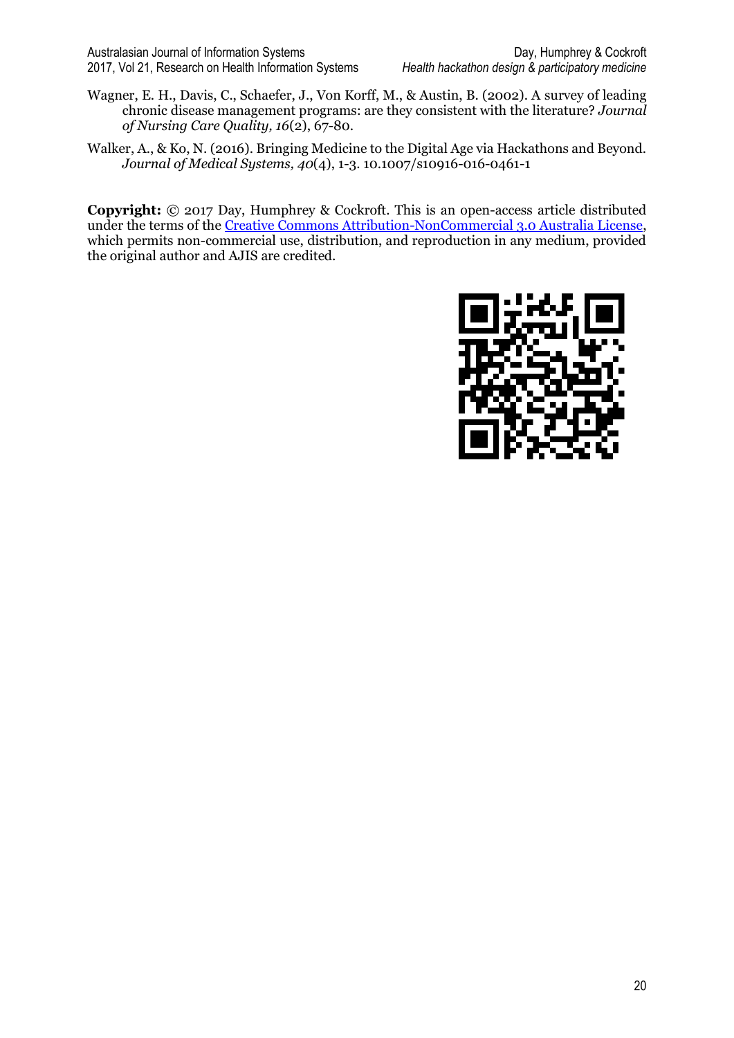Wagner, E. H., Davis, C., Schaefer, J., Von Korff, M., & Austin, B. (2002). A survey of leading chronic disease management programs: are they consistent with the literature? *Journal of Nursing Care Quality, 16*(2), 67-80.

Walker, A., & Ko, N. (2016). Bringing Medicine to the Digital Age via Hackathons and Beyond. *Journal of Medical Systems, 40*(4), 1-3. 10.1007/s10916-016-0461-1

**Copyright:** © 2017 Day, Humphrey & Cockroft. This is an open-access article distributed under the terms of the Creative Commons Attribution-NonCommercial 3.0 Australia License, which permits non-commercial use, distribution, and reproduction in any medium, provided the original author and AJIS are credited.